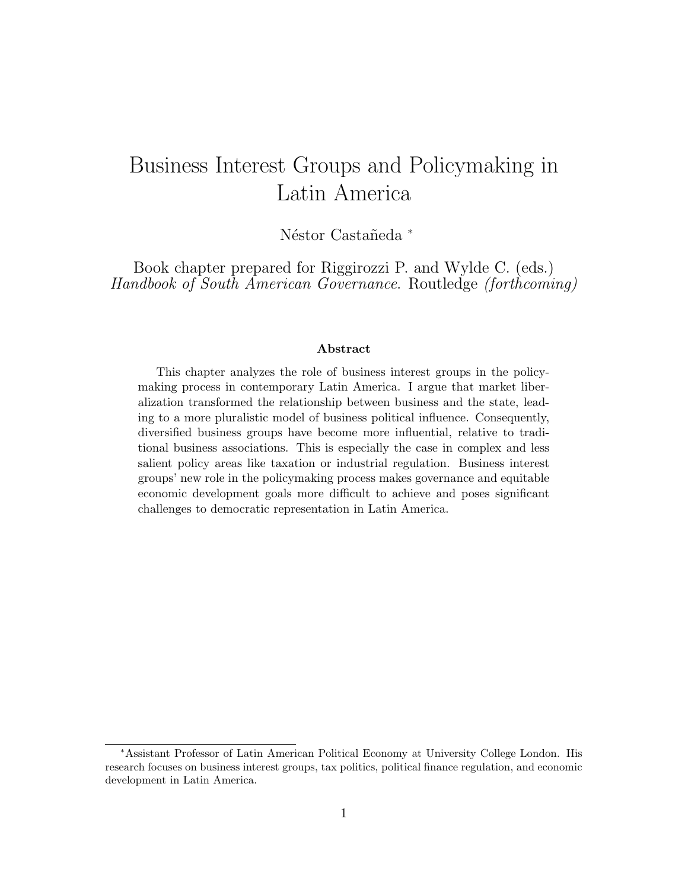# Business Interest Groups and Policymaking in Latin America

Néstor Castañeda *

Book chapter prepared for Riggirozzi P. and Wylde C. (eds.) *Handbook of South American Governance*. Routledge *(forthcoming)*

### Abstract

This chapter analyzes the role of business interest groups in the policymaking process in contemporary Latin America. I argue that market liberalization transformed the relationship between business and the state, leading to a more pluralistic model of business political influence. Consequently, diversified business groups have become more influential, relative to traditional business associations. This is especially the case in complex and less salient policy areas like taxation or industrial regulation. Business interest groups' new role in the policymaking process makes governance and equitable economic development goals more difficult to achieve and poses significant challenges to democratic representation in Latin America.

---

*Assistant Professor of Latin American Political Economy at University College London. His research focuses on business interest groups, tax politics, political finance regulation, and economic development in Latin America.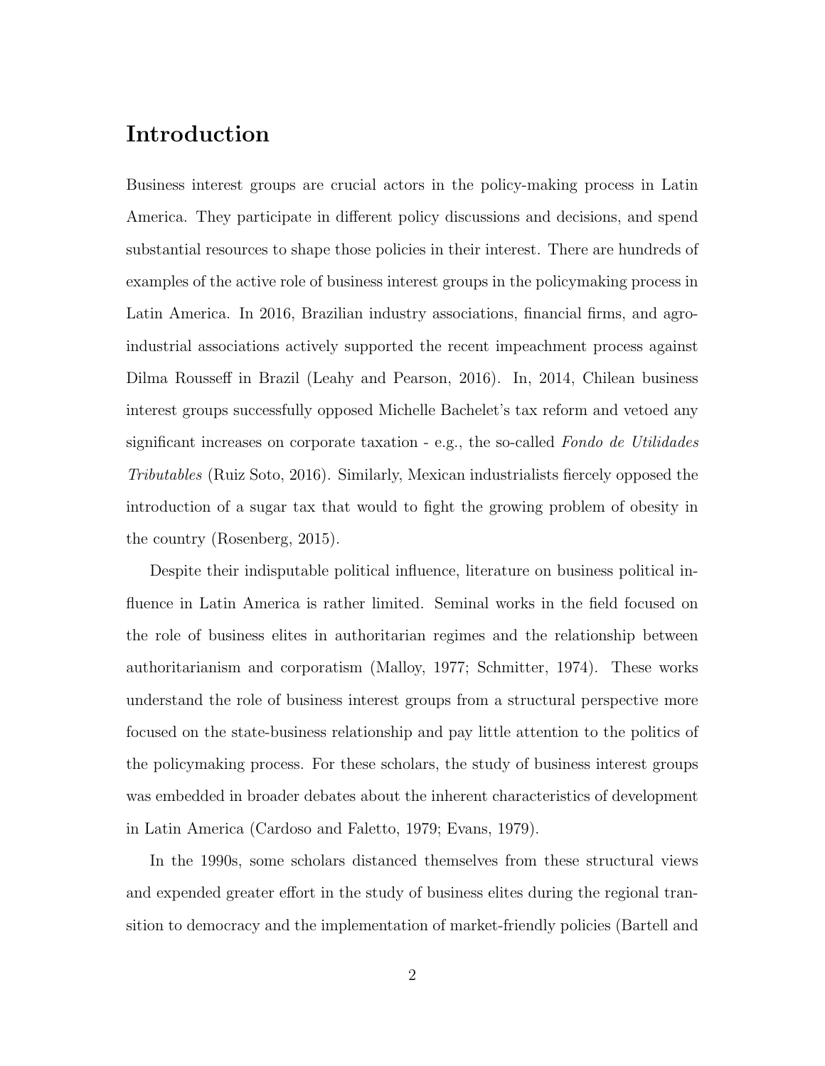# Introduction

Business interest groups are crucial actors in the policy-making process in Latin America. They participate in different policy discussions and decisions, and spend substantial resources to shape those policies in their interest. There are hundreds of examples of the active role of business interest groups in the policymaking process in Latin America. In 2016, Brazilian industry associations, financial firms, and agro-industrial associations actively supported the recent impeachment process against Dilma Rousseff in Brazil (Leahy and Pearson, 2016). In, 2014, Chilean business interest groups successfully opposed Michelle Bachelet's tax reform and vetoed any significant increases on corporate taxation - e.g., the so-called *Fondo de Utilidades Tributables* (Ruiz Soto, 2016). Similarly, Mexican industrialists fiercely opposed the introduction of a sugar tax that would to fight the growing problem of obesity in the country (Rosenberg, 2015).

Despite their indisputable political influence, literature on business political influence in Latin America is rather limited. Seminal works in the field focused on the role of business elites in authoritarian regimes and the relationship between authoritarianism and corporatism (Malloy, 1977; Schmitter, 1974). These works understand the role of business interest groups from a structural perspective more focused on the state-business relationship and pay little attention to the politics of the policymaking process. For these scholars, the study of business interest groups was embedded in broader debates about the inherent characteristics of development in Latin America (Cardoso and Faletto, 1979; Evans, 1979).

In the 1990s, some scholars distanced themselves from these structural views and expended greater effort in the study of business elites during the regional transition to democracy and the implementation of market-friendly policies (Bartell and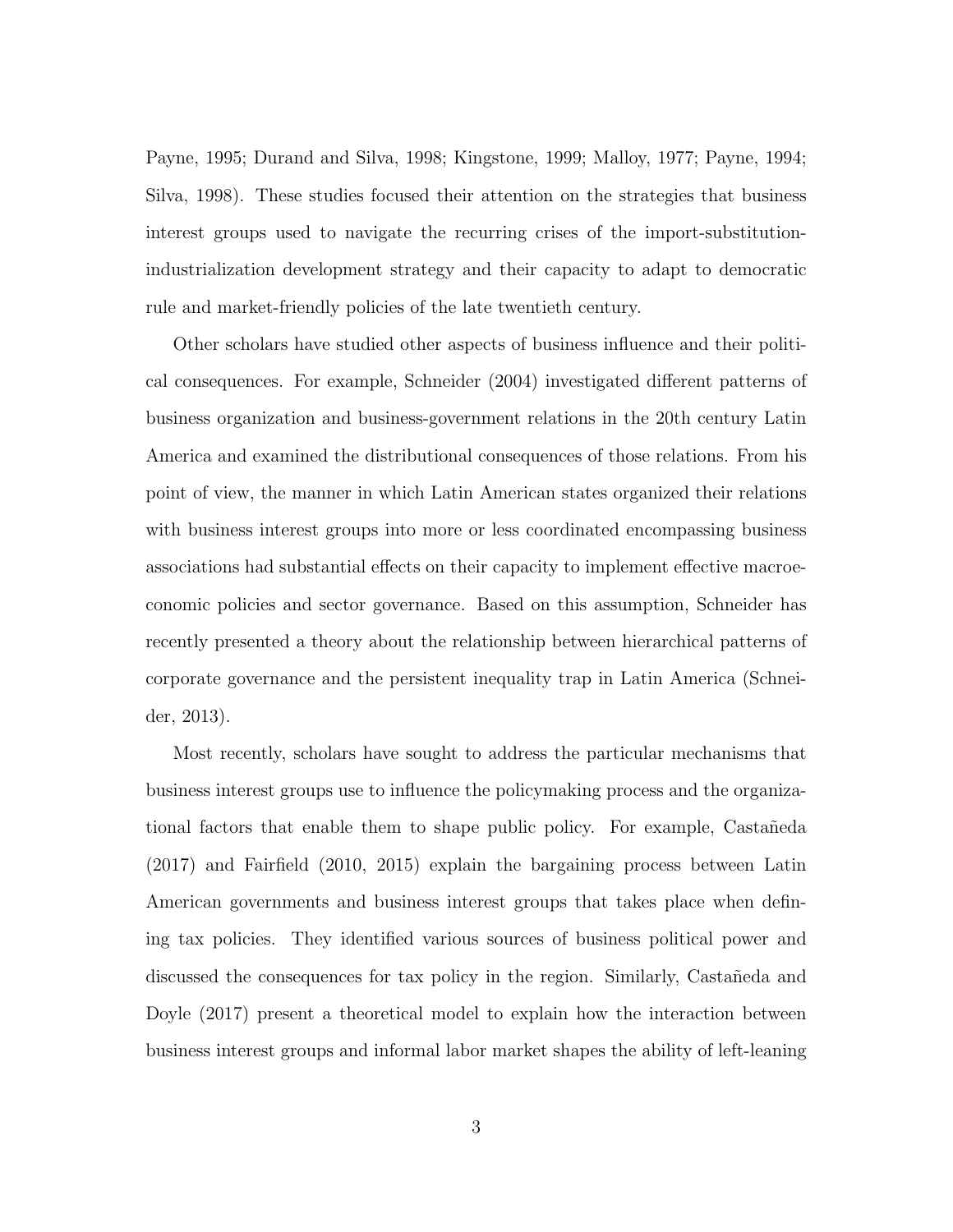Payne, 1995; Durand and Silva, 1998; Kingstone, 1999; Malloy, 1977; Payne, 1994; Silva, 1998). These studies focused their attention on the strategies that business interest groups used to navigate the recurring crises of the import-substitution-industrialization development strategy and their capacity to adapt to democratic rule and market-friendly policies of the late twentieth century.

Other scholars have studied other aspects of business influence and their political consequences. For example, Schneider (2004) investigated different patterns of business organization and business-government relations in the 20th century Latin America and examined the distributional consequences of those relations. From his point of view, the manner in which Latin American states organized their relations with business interest groups into more or less coordinated encompassing business associations had substantial effects on their capacity to implement effective macroeconomic policies and sector governance. Based on this assumption, Schneider has recently presented a theory about the relationship between hierarchical patterns of corporate governance and the persistent inequality trap in Latin America (Schneider, 2013).

Most recently, scholars have sought to address the particular mechanisms that business interest groups use to influence the policymaking process and the organizational factors that enable them to shape public policy. For example, Castañeda (2017) and Fairfield (2010, 2015) explain the bargaining process between Latin American governments and business interest groups that takes place when defining tax policies. They identified various sources of business political power and discussed the consequences for tax policy in the region. Similarly, Castañeda and Doyle (2017) present a theoretical model to explain how the interaction between business interest groups and informal labor market shapes the ability of left-leaning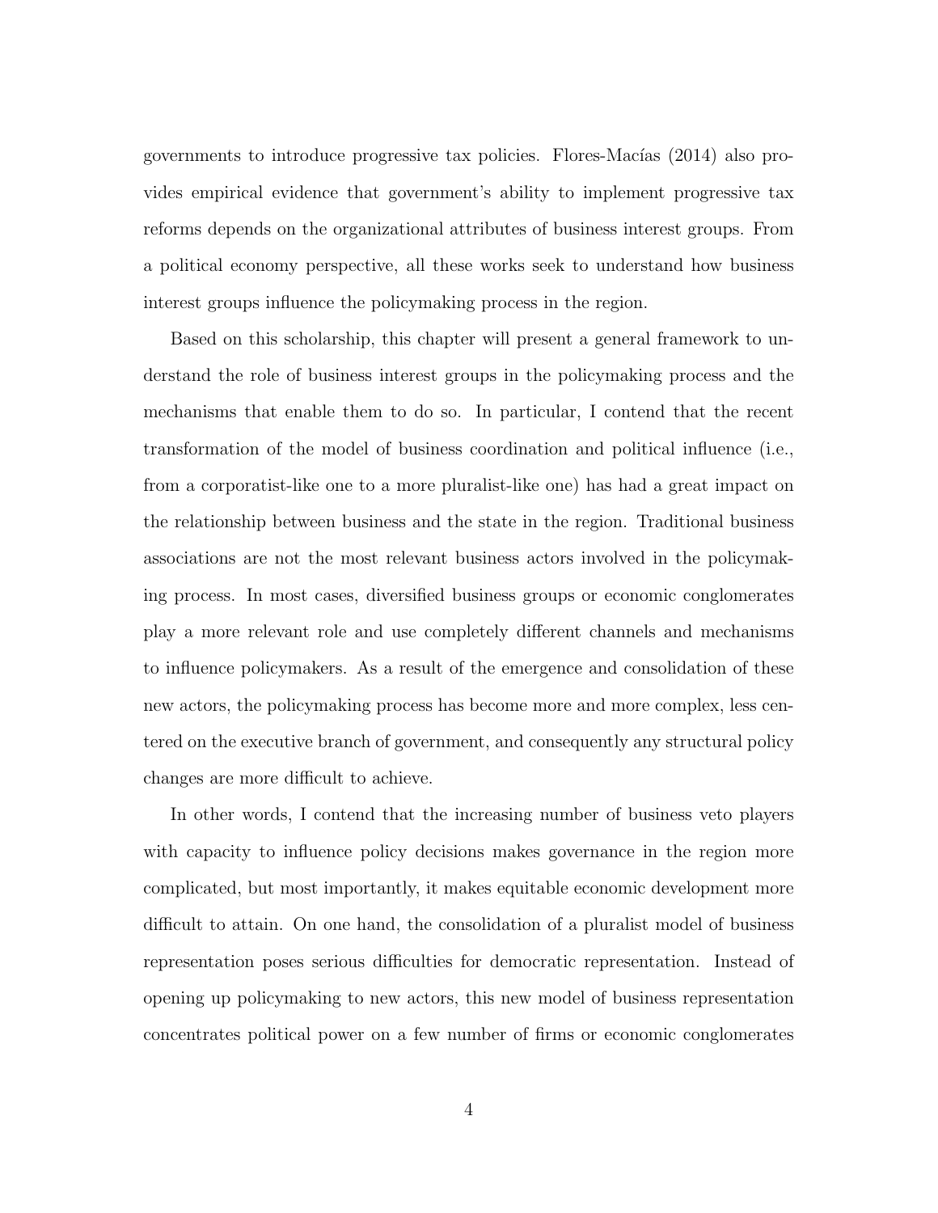governments to introduce progressive tax policies. Flores-Macías (2014) also provides empirical evidence that government's ability to implement progressive tax reforms depends on the organizational attributes of business interest groups. From a political economy perspective, all these works seek to understand how business interest groups influence the policymaking process in the region.

Based on this scholarship, this chapter will present a general framework to understand the role of business interest groups in the policymaking process and the mechanisms that enable them to do so. In particular, I contend that the recent transformation of the model of business coordination and political influence (i.e., from a corporatist-like one to a more pluralist-like one) has had a great impact on the relationship between business and the state in the region. Traditional business associations are not the most relevant business actors involved in the policymaking process. In most cases, diversified business groups or economic conglomerates play a more relevant role and use completely different channels and mechanisms to influence policymakers. As a result of the emergence and consolidation of these new actors, the policymaking process has become more and more complex, less centered on the executive branch of government, and consequently any structural policy changes are more difficult to achieve.

In other words, I contend that the increasing number of business veto players with capacity to influence policy decisions makes governance in the region more complicated, but most importantly, it makes equitable economic development more difficult to attain. On one hand, the consolidation of a pluralist model of business representation poses serious difficulties for democratic representation. Instead of opening up policymaking to new actors, this new model of business representation concentrates political power on a few number of firms or economic conglomerates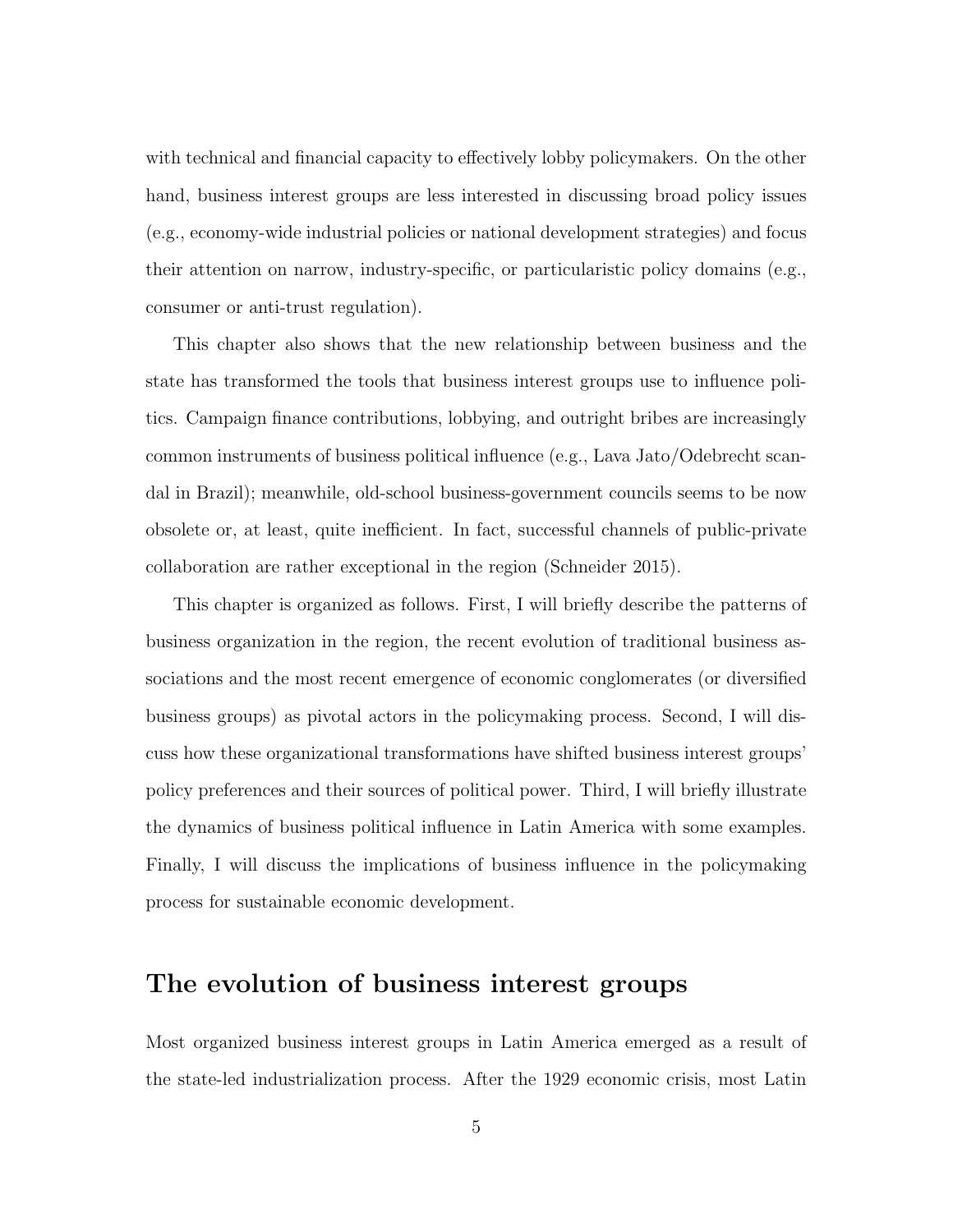with technical and financial capacity to effectively lobby policymakers. On the other hand, business interest groups are less interested in discussing broad policy issues (e.g., economy-wide industrial policies or national development strategies) and focus their attention on narrow, industry-specific, or particularistic policy domains (e.g., consumer or anti-trust regulation).

This chapter also shows that the new relationship between business and the state has transformed the tools that business interest groups use to influence politics. Campaign finance contributions, lobbying, and outright bribes are increasingly common instruments of business political influence (e.g., Lava Jato/Odebrecht scandal in Brazil); meanwhile, old-school business-government councils seems to be now obsolete or, at least, quite inefficient. In fact, successful channels of public-private collaboration are rather exceptional in the region (Schneider 2015).

This chapter is organized as follows. First, I will briefly describe the patterns of business organization in the region, the recent evolution of traditional business associations and the most recent emergence of economic conglomerates (or diversified business groups) as pivotal actors in the policymaking process. Second, I will discuss how these organizational transformations have shifted business interest groups' policy preferences and their sources of political power. Third, I will briefly illustrate the dynamics of business political influence in Latin America with some examples. Finally, I will discuss the implications of business influence in the policymaking process for sustainable economic development.

## The evolution of business interest groups

Most organized business interest groups in Latin America emerged as a result of the state-led industrialization process. After the 1929 economic crisis, most Latin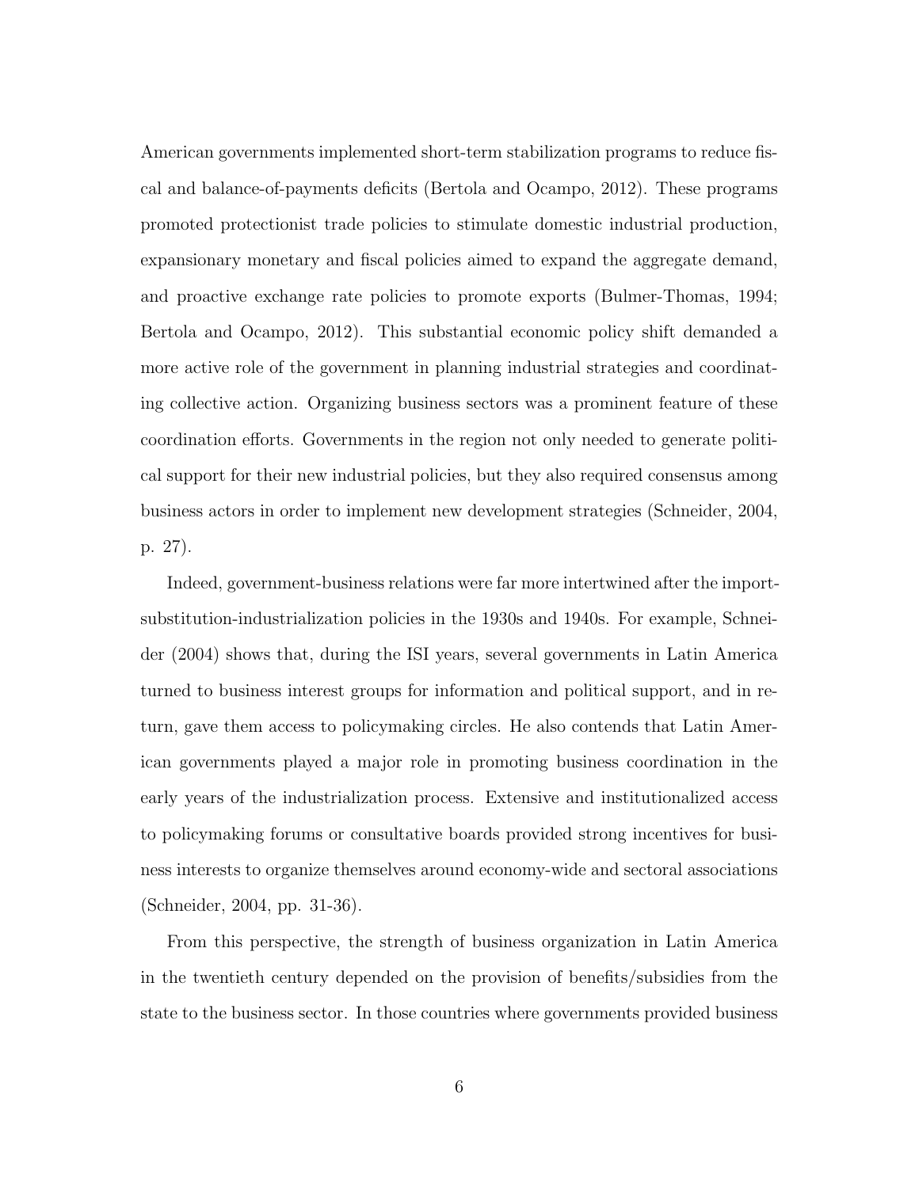American governments implemented short-term stabilization programs to reduce fiscal and balance-of-payments deficits (Bertola and Ocampo, 2012). These programs promoted protectionist trade policies to stimulate domestic industrial production, expansionary monetary and fiscal policies aimed to expand the aggregate demand, and proactive exchange rate policies to promote exports (Bulmer-Thomas, 1994; Bertola and Ocampo, 2012). This substantial economic policy shift demanded a more active role of the government in planning industrial strategies and coordinating collective action. Organizing business sectors was a prominent feature of these coordination efforts. Governments in the region not only needed to generate political support for their new industrial policies, but they also required consensus among business actors in order to implement new development strategies (Schneider, 2004, p. 27).

Indeed, government-business relations were far more intertwined after the import-substitution-industrialization policies in the 1930s and 1940s. For example, Schneider (2004) shows that, during the ISI years, several governments in Latin America turned to business interest groups for information and political support, and in return, gave them access to policymaking circles. He also contends that Latin American governments played a major role in promoting business coordination in the early years of the industrialization process. Extensive and institutionalized access to policymaking forums or consultative boards provided strong incentives for business interests to organize themselves around economy-wide and sectoral associations (Schneider, 2004, pp. 31-36).

From this perspective, the strength of business organization in Latin America in the twentieth century depended on the provision of benefits/subsidies from the state to the business sector. In those countries where governments provided business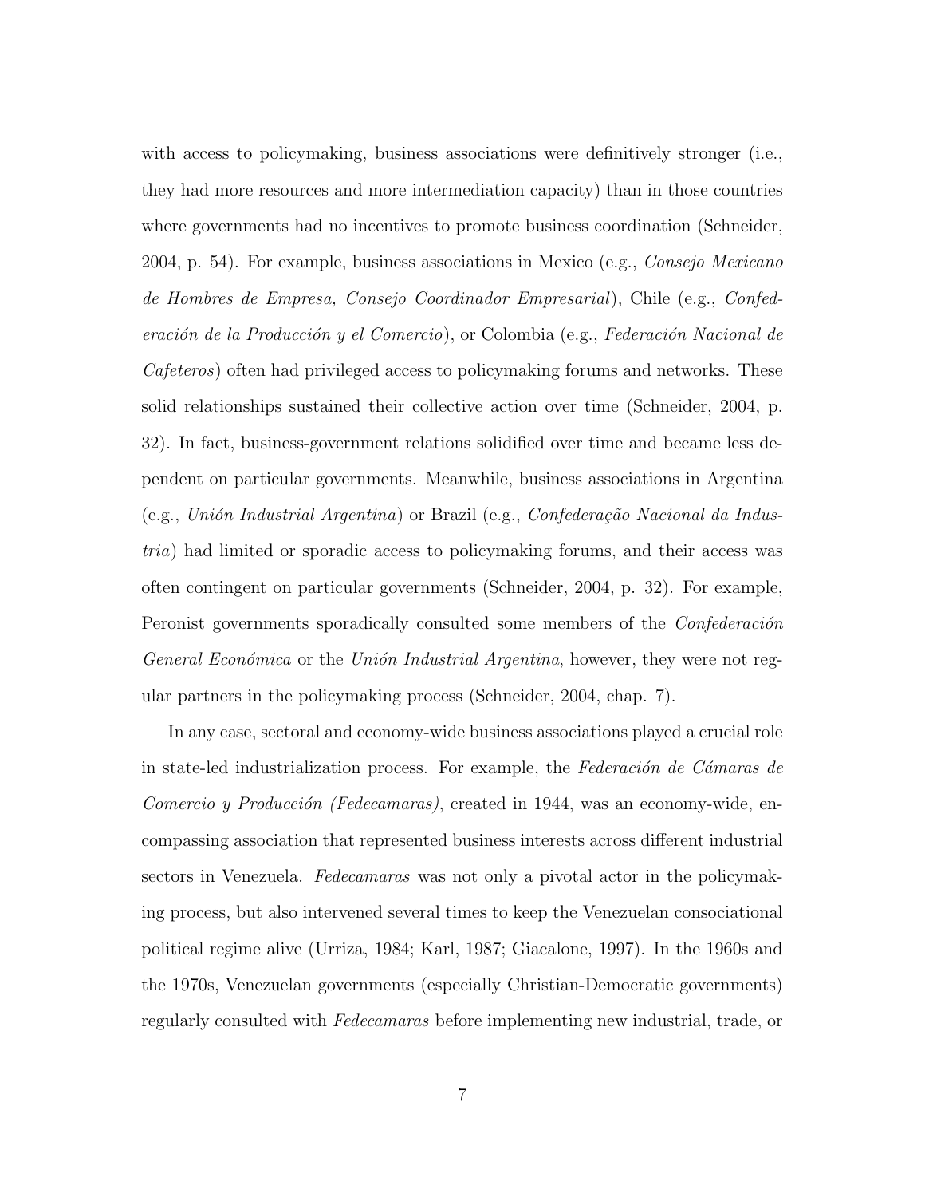with access to policymaking, business associations were definitively stronger (i.e., they had more resources and more intermediation capacity) than in those countries where governments had no incentives to promote business coordination (Schneider, 2004, p. 54). For example, business associations in Mexico (e.g., *Consejo Mexicano de Hombres de Empresa, Consejo Coordinador Empresarial*), Chile (e.g., *Confederación de la Producción y el Comercio*), or Colombia (e.g., *Federación Nacional de Cafeteros*) often had privileged access to policymaking forums and networks. These solid relationships sustained their collective action over time (Schneider, 2004, p. 32). In fact, business-government relations solidified over time and became less dependent on particular governments. Meanwhile, business associations in Argentina (e.g., *Unión Industrial Argentina*) or Brazil (e.g., *Confederação Nacional da Industria*) had limited or sporadic access to policymaking forums, and their access was often contingent on particular governments (Schneider, 2004, p. 32). For example, Peronist governments sporadically consulted some members of the *Confederación General Económica* or the *Unión Industrial Argentina*, however, they were not regular partners in the policymaking process (Schneider, 2004, chap. 7).

In any case, sectoral and economy-wide business associations played a crucial role in state-led industrialization process. For example, the *Federación de Cámaras de Comercio y Producción (Fedecamaras)*, created in 1944, was an economy-wide, encompassing association that represented business interests across different industrial sectors in Venezuela. *Fedecamaras* was not only a pivotal actor in the policymaking process, but also intervened several times to keep the Venezuelan consociational political regime alive (Urriza, 1984; Karl, 1987; Giacalone, 1997). In the 1960s and the 1970s, Venezuelan governments (especially Christian-Democratic governments) regularly consulted with *Fedecamaras* before implementing new industrial, trade, or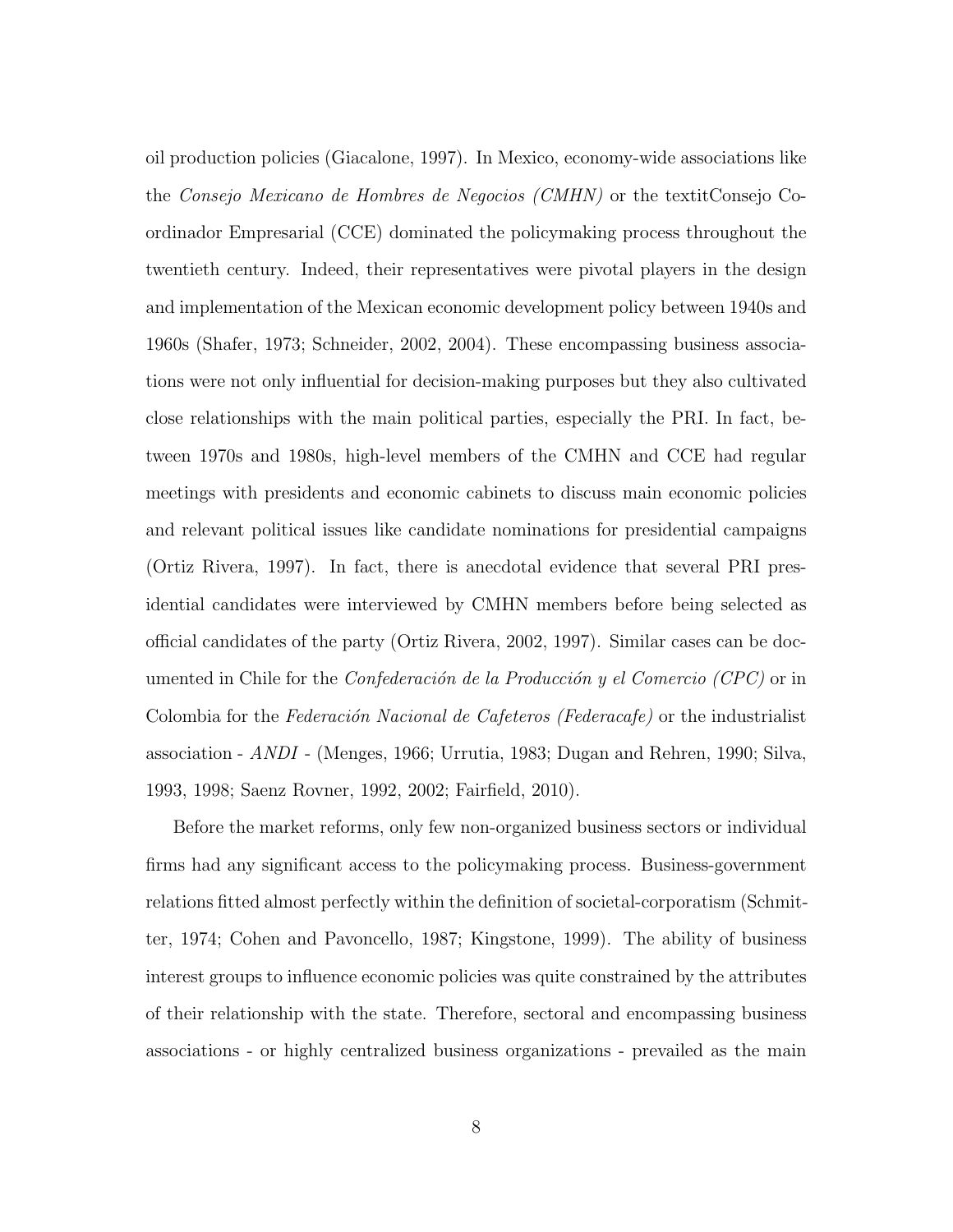oil production policies (Giacalone, 1997). In Mexico, economy-wide associations like the *Consejo Mexicano de Hombres de Negocios (CMHN)* or the textitConsejo Coordinador Empresarial (CCE) dominated the policymaking process throughout the twentieth century. Indeed, their representatives were pivotal players in the design and implementation of the Mexican economic development policy between 1940s and 1960s (Shafer, 1973; Schneider, 2002, 2004). These encompassing business associations were not only influential for decision-making purposes but they also cultivated close relationships with the main political parties, especially the PRI. In fact, between 1970s and 1980s, high-level members of the CMHN and CCE had regular meetings with presidents and economic cabinets to discuss main economic policies and relevant political issues like candidate nominations for presidential campaigns (Ortiz Rivera, 1997). In fact, there is anecdotal evidence that several PRI presidential candidates were interviewed by CMHN members before being selected as official candidates of the party (Ortiz Rivera, 2002, 1997). Similar cases can be documented in Chile for the *Confederación de la Producción y el Comercio (CPC)* or in Colombia for the *Federación Nacional de Cafeteros (Federacafe)* or the industrialist association - *ANDI* - (Menges, 1966; Urrutia, 1983; Dugan and Rehren, 1990; Silva, 1993, 1998; Saenz Rovner, 1992, 2002; Fairfield, 2010).

Before the market reforms, only few non-organized business sectors or individual firms had any significant access to the policymaking process. Business-government relations fitted almost perfectly within the definition of societal-corporatism (Schmitter, 1974; Cohen and Pavoncello, 1987; Kingstone, 1999). The ability of business interest groups to influence economic policies was quite constrained by the attributes of their relationship with the state. Therefore, sectoral and encompassing business associations - or highly centralized business organizations - prevailed as the main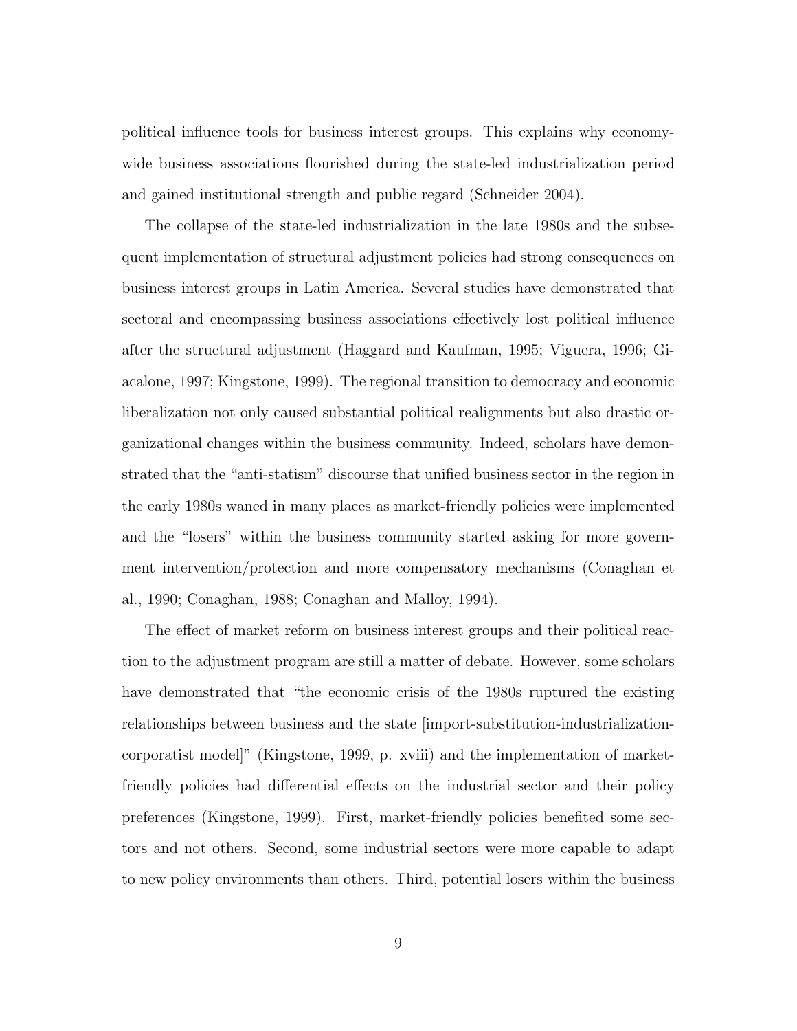political influence tools for business interest groups. This explains why economy-wide business associations flourished during the state-led industrialization period and gained institutional strength and public regard (Schneider 2004).

The collapse of the state-led industrialization in the late 1980s and the subsequent implementation of structural adjustment policies had strong consequences on business interest groups in Latin America. Several studies have demonstrated that sectoral and encompassing business associations effectively lost political influence after the structural adjustment (Haggard and Kaufman, 1995; Viguera, 1996; Giacalone, 1997; Kingstone, 1999). The regional transition to democracy and economic liberalization not only caused substantial political realignments but also drastic organizational changes within the business community. Indeed, scholars have demonstrated that the "anti-statism" discourse that unified business sector in the region in the early 1980s waned in many places as market-friendly policies were implemented and the "losers" within the business community started asking for more government intervention/protection and more compensatory mechanisms (Conaghan et al., 1990; Conaghan, 1988; Conaghan and Malloy, 1994).

The effect of market reform on business interest groups and their political reaction to the adjustment program are still a matter of debate. However, some scholars have demonstrated that "the economic crisis of the 1980s ruptured the existing relationships between business and the state [import-substitution-industrialization-corporatist model]" (Kingstone, 1999, p. xviii) and the implementation of market-friendly policies had differential effects on the industrial sector and their policy preferences (Kingstone, 1999). First, market-friendly policies benefited some sectors and not others. Second, some industrial sectors were more capable to adapt to new policy environments than others. Third, potential losers within the business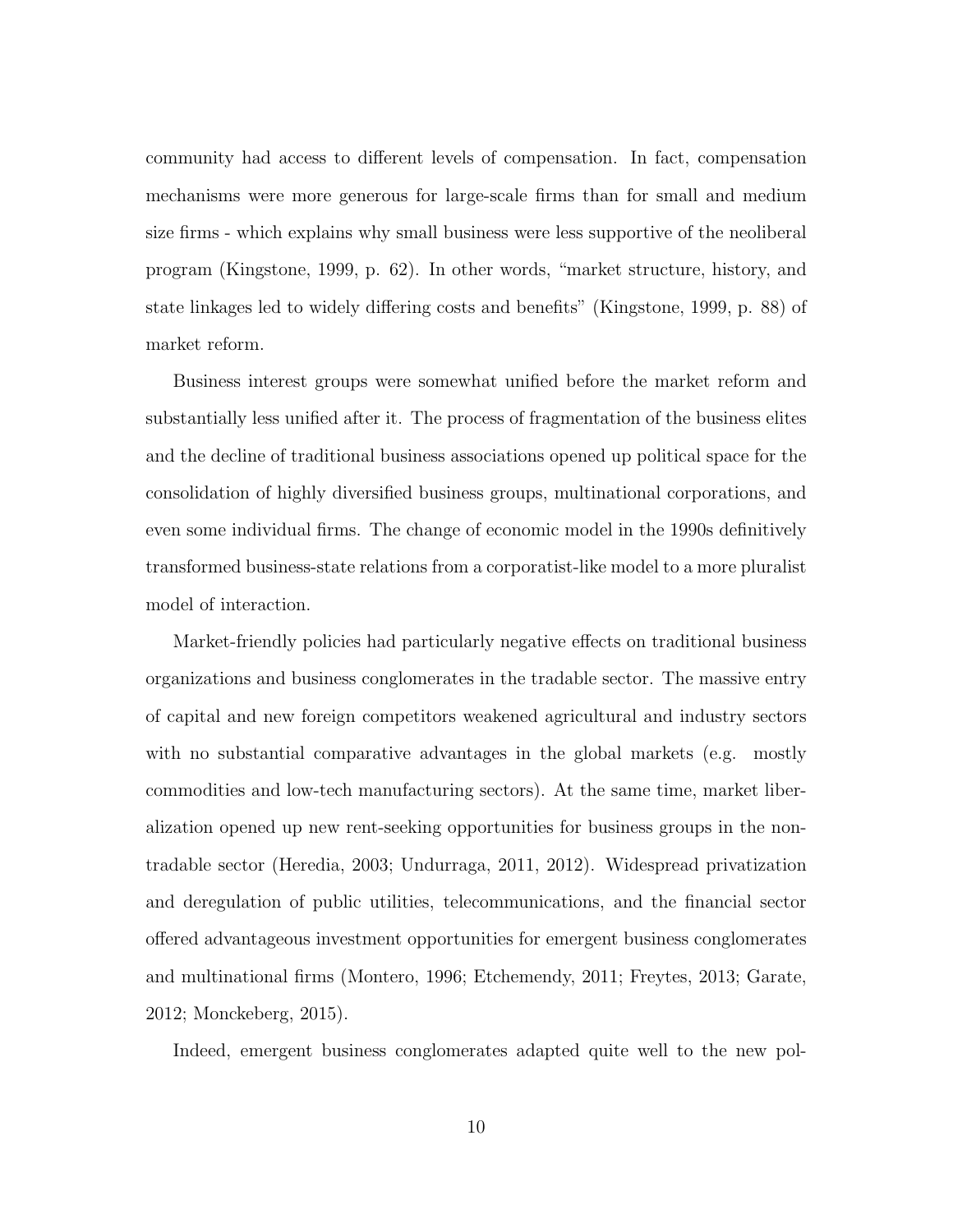community had access to different levels of compensation. In fact, compensation mechanisms were more generous for large-scale firms than for small and medium size firms - which explains why small business were less supportive of the neoliberal program (Kingstone, 1999, p. 62). In other words, "market structure, history, and state linkages led to widely differing costs and benefits" (Kingstone, 1999, p. 88) of market reform.

Business interest groups were somewhat unified before the market reform and substantially less unified after it. The process of fragmentation of the business elites and the decline of traditional business associations opened up political space for the consolidation of highly diversified business groups, multinational corporations, and even some individual firms. The change of economic model in the 1990s definitively transformed business-state relations from a corporatist-like model to a more pluralist model of interaction.

Market-friendly policies had particularly negative effects on traditional business organizations and business conglomerates in the tradable sector. The massive entry of capital and new foreign competitors weakened agricultural and industry sectors with no substantial comparative advantages in the global markets (e.g. mostly commodities and low-tech manufacturing sectors). At the same time, market liberalization opened up new rent-seeking opportunities for business groups in the non-tradable sector (Heredia, 2003; Undurraga, 2011, 2012). Widespread privatization and deregulation of public utilities, telecommunications, and the financial sector offered advantageous investment opportunities for emergent business conglomerates and multinational firms (Montero, 1996; Etchemendy, 2011; Freytes, 2013; Garate, 2012; Monckeberg, 2015).

Indeed, emergent business conglomerates adapted quite well to the new pol-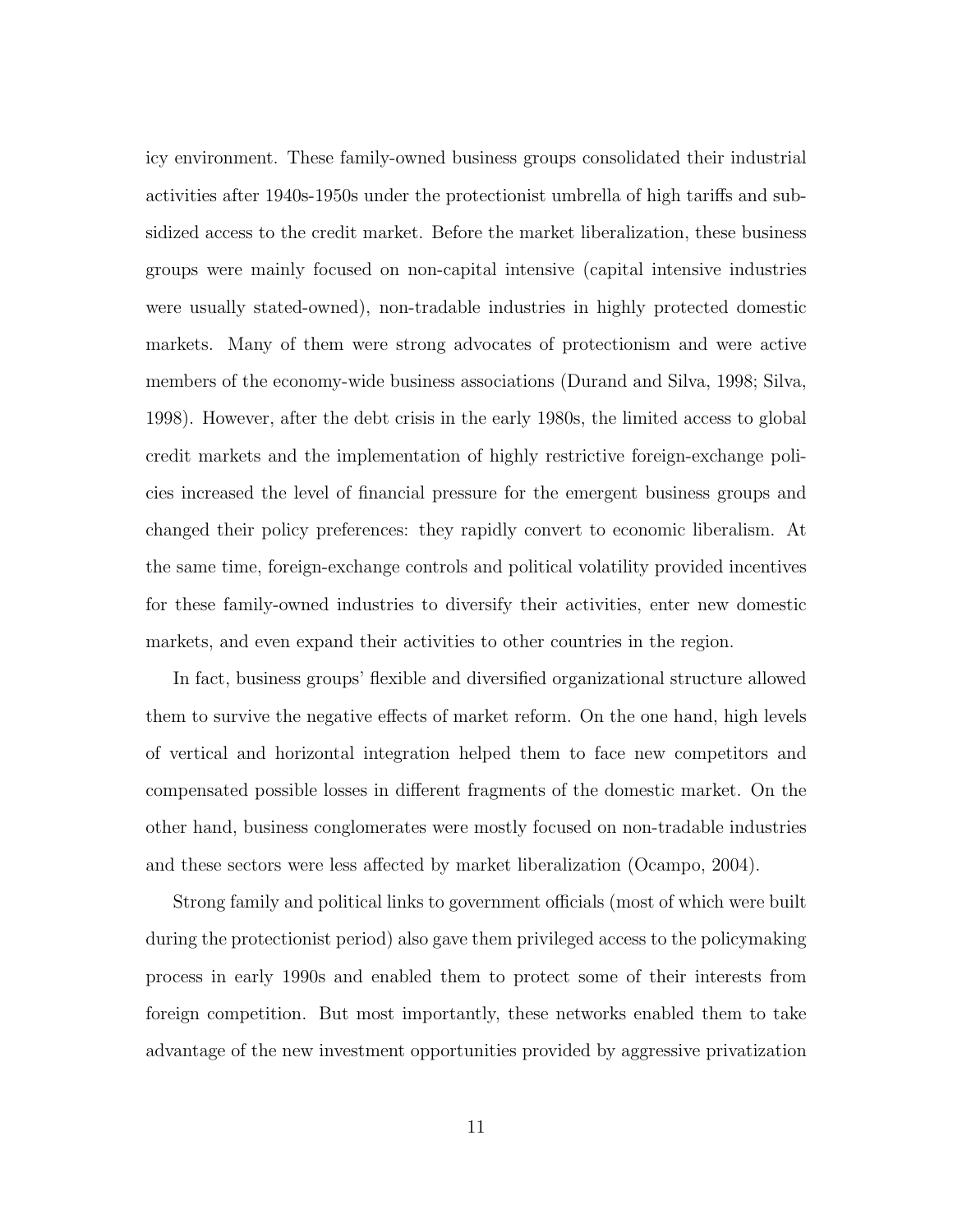icy environment. These family-owned business groups consolidated their industrial activities after 1940s-1950s under the protectionist umbrella of high tariffs and subsidized access to the credit market. Before the market liberalization, these business groups were mainly focused on non-capital intensive (capital intensive industries were usually stated-owned), non-tradable industries in highly protected domestic markets. Many of them were strong advocates of protectionism and were active members of the economy-wide business associations (Durand and Silva, 1998; Silva, 1998). However, after the debt crisis in the early 1980s, the limited access to global credit markets and the implementation of highly restrictive foreign-exchange policies increased the level of financial pressure for the emergent business groups and changed their policy preferences: they rapidly convert to economic liberalism. At the same time, foreign-exchange controls and political volatility provided incentives for these family-owned industries to diversify their activities, enter new domestic markets, and even expand their activities to other countries in the region.

In fact, business groups' flexible and diversified organizational structure allowed them to survive the negative effects of market reform. On the one hand, high levels of vertical and horizontal integration helped them to face new competitors and compensated possible losses in different fragments of the domestic market. On the other hand, business conglomerates were mostly focused on non-tradable industries and these sectors were less affected by market liberalization (Ocampo, 2004).

Strong family and political links to government officials (most of which were built during the protectionist period) also gave them privileged access to the policymaking process in early 1990s and enabled them to protect some of their interests from foreign competition. But most importantly, these networks enabled them to take advantage of the new investment opportunities provided by aggressive privatization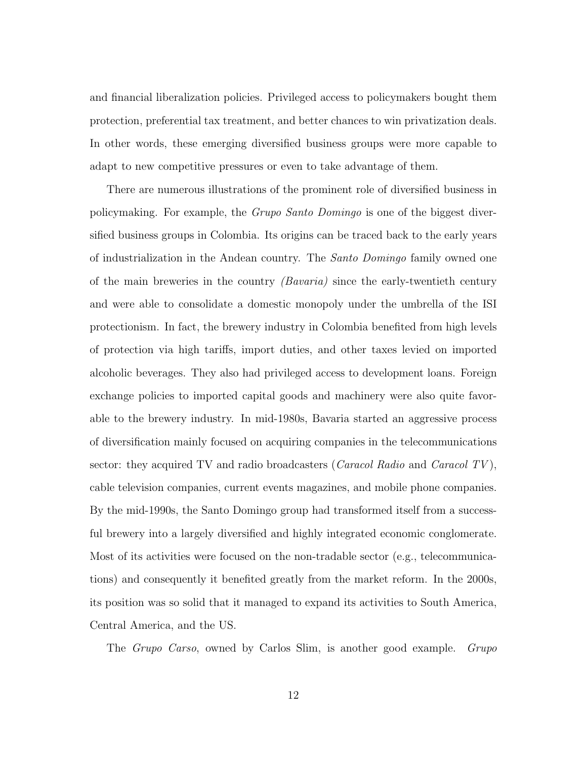and financial liberalization policies. Privileged access to policymakers bought them protection, preferential tax treatment, and better chances to win privatization deals. In other words, these emerging diversified business groups were more capable to adapt to new competitive pressures or even to take advantage of them.

There are numerous illustrations of the prominent role of diversified business in policymaking. For example, the *Grupo Santo Domingo* is one of the biggest diversified business groups in Colombia. Its origins can be traced back to the early years of industrialization in the Andean country. The *Santo Domingo* family owned one of the main breweries in the country *(Bavaria)* since the early-twentieth century and were able to consolidate a domestic monopoly under the umbrella of the ISI protectionism. In fact, the brewery industry in Colombia benefited from high levels of protection via high tariffs, import duties, and other taxes levied on imported alcoholic beverages. They also had privileged access to development loans. Foreign exchange policies to imported capital goods and machinery were also quite favorable to the brewery industry. In mid-1980s, Bavaria started an aggressive process of diversification mainly focused on acquiring companies in the telecommunications sector: they acquired TV and radio broadcasters (*Caracol Radio* and *Caracol TV*), cable television companies, current events magazines, and mobile phone companies. By the mid-1990s, the Santo Domingo group had transformed itself from a successful brewery into a largely diversified and highly integrated economic conglomerate. Most of its activities were focused on the non-tradable sector (e.g., telecommunications) and consequently it benefited greatly from the market reform. In the 2000s, its position was so solid that it managed to expand its activities to South America, Central America, and the US.

The *Grupo Carso*, owned by Carlos Slim, is another good example. *Grupo*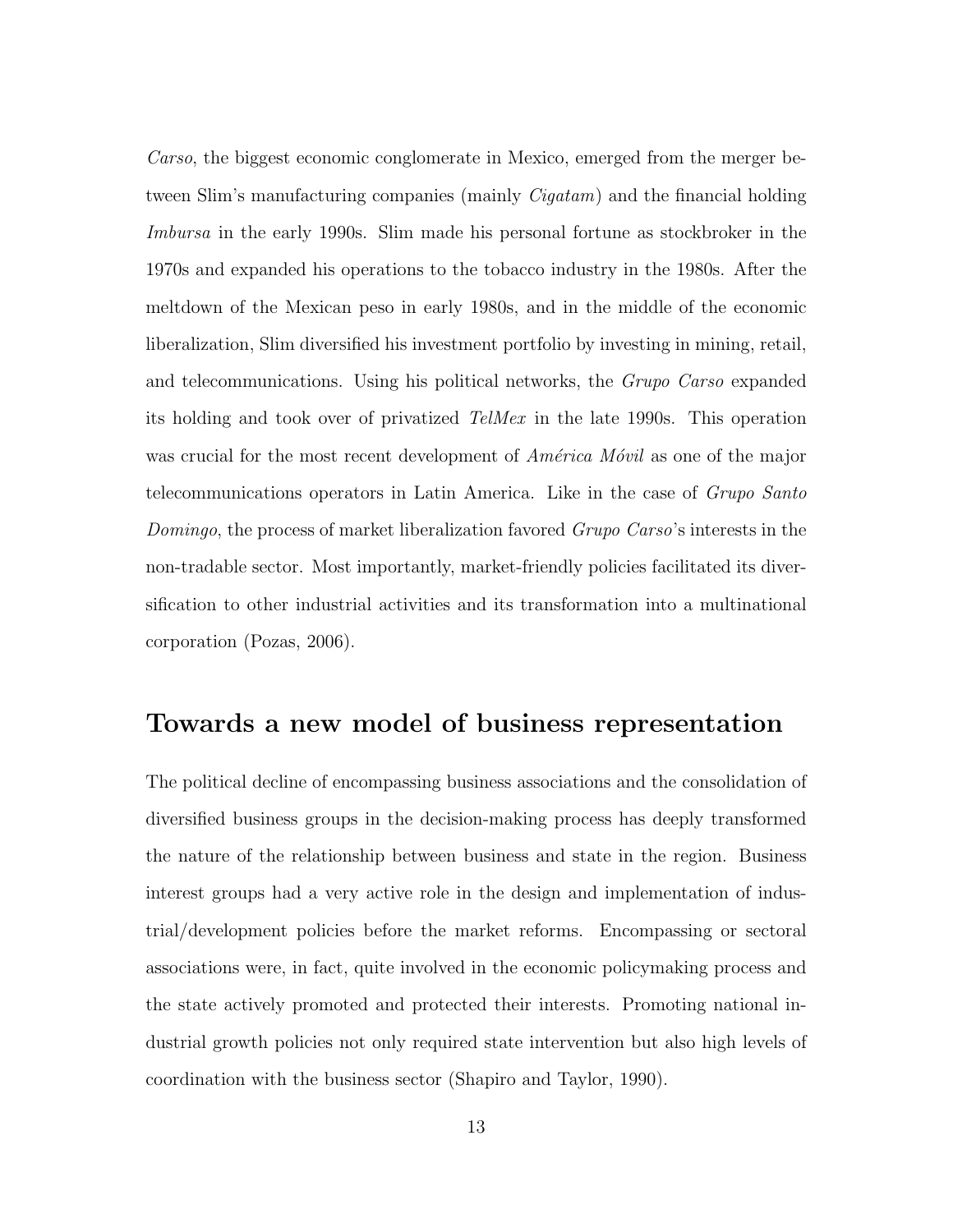*Carso*, the biggest economic conglomerate in Mexico, emerged from the merger between Slim's manufacturing companies (mainly *Cigatam*) and the financial holding *Imbursa* in the early 1990s. Slim made his personal fortune as stockbroker in the 1970s and expanded his operations to the tobacco industry in the 1980s. After the meltdown of the Mexican peso in early 1980s, and in the middle of the economic liberalization, Slim diversified his investment portfolio by investing in mining, retail, and telecommunications. Using his political networks, the *Grupo Carso* expanded its holding and took over of privatized *TelMex* in the late 1990s. This operation was crucial for the most recent development of *América Móvil* as one of the major telecommunications operators in Latin America. Like in the case of *Grupo Santo Domingo*, the process of market liberalization favored *Grupo Carso*'s interests in the non-tradable sector. Most importantly, market-friendly policies facilitated its diversification to other industrial activities and its transformation into a multinational corporation (Pozas, 2006).

## Towards a new model of business representation

The political decline of encompassing business associations and the consolidation of diversified business groups in the decision-making process has deeply transformed the nature of the relationship between business and state in the region. Business interest groups had a very active role in the design and implementation of industrial/development policies before the market reforms. Encompassing or sectoral associations were, in fact, quite involved in the economic policymaking process and the state actively promoted and protected their interests. Promoting national industrial growth policies not only required state intervention but also high levels of coordination with the business sector (Shapiro and Taylor, 1990).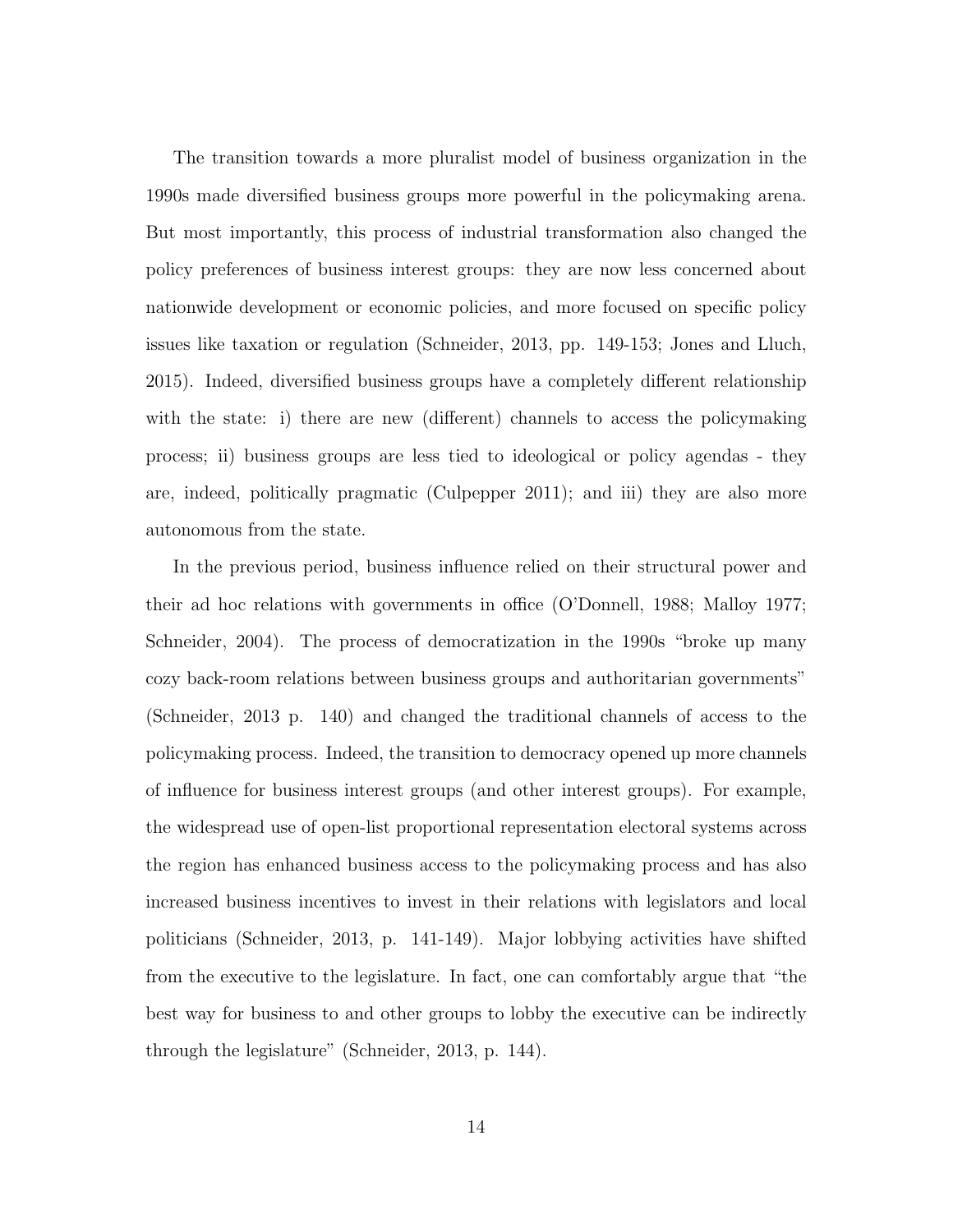The transition towards a more pluralist model of business organization in the 1990s made diversified business groups more powerful in the policymaking arena. But most importantly, this process of industrial transformation also changed the policy preferences of business interest groups: they are now less concerned about nationwide development or economic policies, and more focused on specific policy issues like taxation or regulation (Schneider, 2013, pp. 149-153; Jones and Lluch, 2015). Indeed, diversified business groups have a completely different relationship with the state: i) there are new (different) channels to access the policymaking process; ii) business groups are less tied to ideological or policy agendas - they are, indeed, politically pragmatic (Culpepper 2011); and iii) they are also more autonomous from the state.

In the previous period, business influence relied on their structural power and their ad hoc relations with governments in office (O'Donnell, 1988; Malloy 1977; Schneider, 2004). The process of democratization in the 1990s "broke up many cozy back-room relations between business groups and authoritarian governments" (Schneider, 2013 p. 140) and changed the traditional channels of access to the policymaking process. Indeed, the transition to democracy opened up more channels of influence for business interest groups (and other interest groups). For example, the widespread use of open-list proportional representation electoral systems across the region has enhanced business access to the policymaking process and has also increased business incentives to invest in their relations with legislators and local politicians (Schneider, 2013, p. 141-149). Major lobbying activities have shifted from the executive to the legislature. In fact, one can comfortably argue that "the best way for business to and other groups to lobby the executive can be indirectly through the legislature" (Schneider, 2013, p. 144).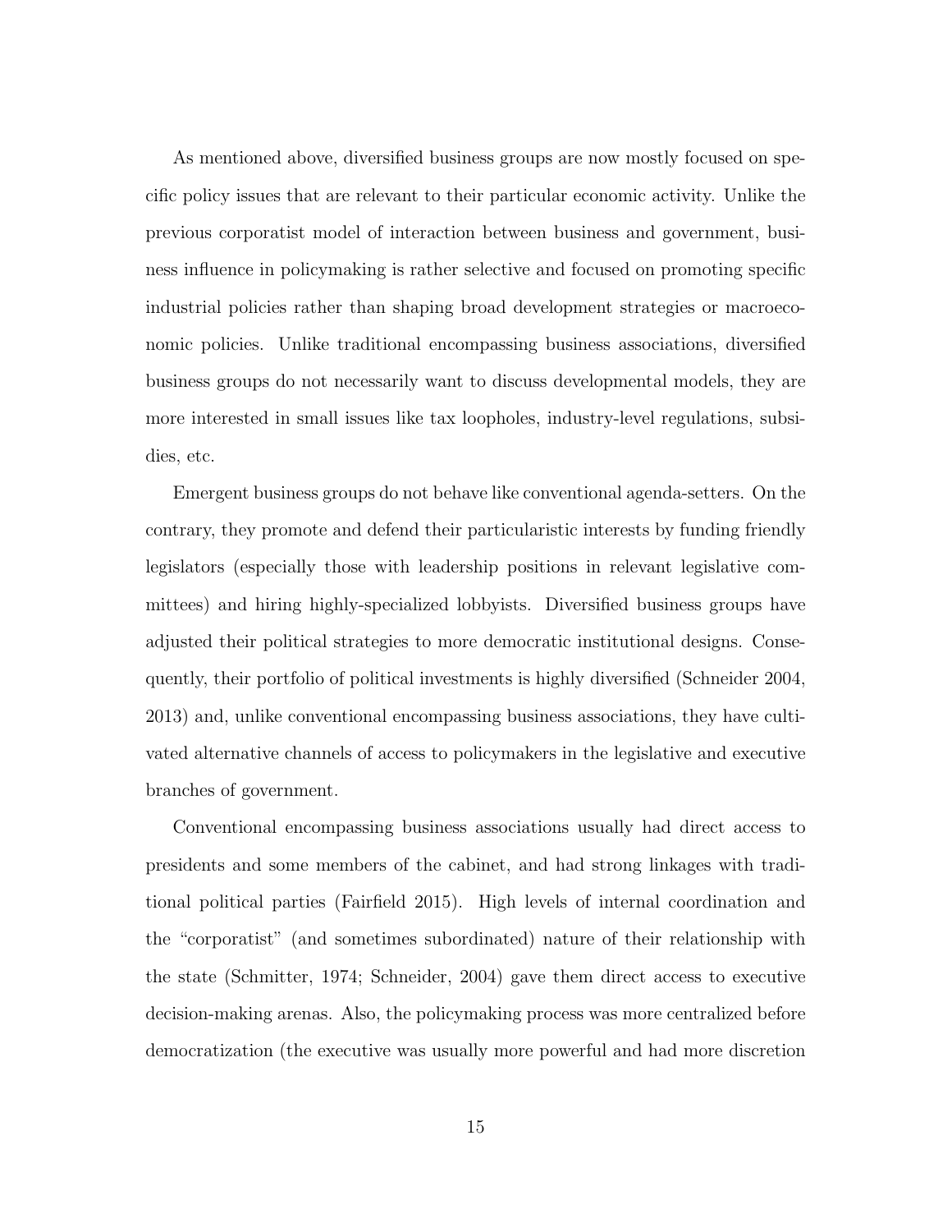As mentioned above, diversified business groups are now mostly focused on specific policy issues that are relevant to their particular economic activity. Unlike the previous corporatist model of interaction between business and government, business influence in policymaking is rather selective and focused on promoting specific industrial policies rather than shaping broad development strategies or macroeconomic policies. Unlike traditional encompassing business associations, diversified business groups do not necessarily want to discuss developmental models, they are more interested in small issues like tax loopholes, industry-level regulations, subsidies, etc.

Emergent business groups do not behave like conventional agenda-setters. On the contrary, they promote and defend their particularistic interests by funding friendly legislators (especially those with leadership positions in relevant legislative committees) and hiring highly-specialized lobbyists. Diversified business groups have adjusted their political strategies to more democratic institutional designs. Consequently, their portfolio of political investments is highly diversified (Schneider 2004, 2013) and, unlike conventional encompassing business associations, they have cultivated alternative channels of access to policymakers in the legislative and executive branches of government.

Conventional encompassing business associations usually had direct access to presidents and some members of the cabinet, and had strong linkages with traditional political parties (Fairfield 2015). High levels of internal coordination and the "corporatist" (and sometimes subordinated) nature of their relationship with the state (Schmitter, 1974; Schneider, 2004) gave them direct access to executive decision-making arenas. Also, the policymaking process was more centralized before democratization (the executive was usually more powerful and had more discretion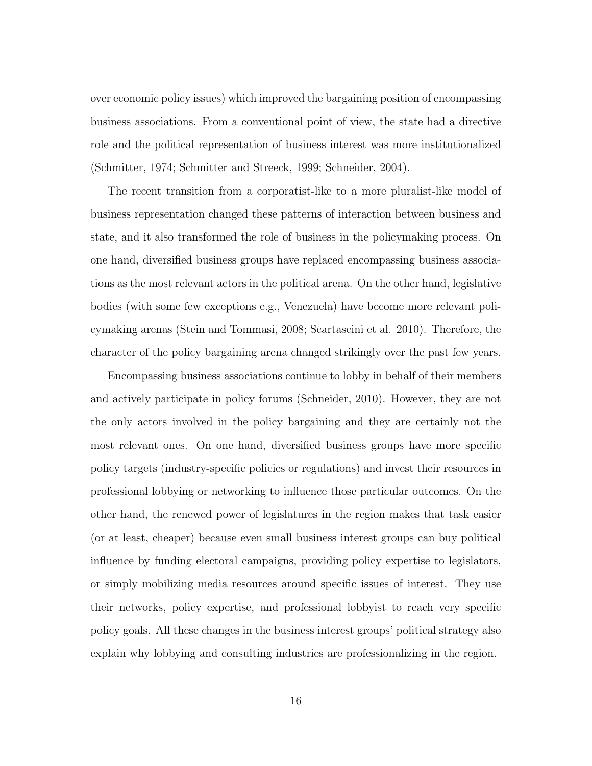over economic policy issues) which improved the bargaining position of encompassing business associations. From a conventional point of view, the state had a directive role and the political representation of business interest was more institutionalized (Schmitter, 1974; Schmitter and Streeck, 1999; Schneider, 2004).

The recent transition from a corporatist-like to a more pluralist-like model of business representation changed these patterns of interaction between business and state, and it also transformed the role of business in the policymaking process. On one hand, diversified business groups have replaced encompassing business associations as the most relevant actors in the political arena. On the other hand, legislative bodies (with some few exceptions e.g., Venezuela) have become more relevant policymaking arenas (Stein and Tommasi, 2008; Scartascini et al. 2010). Therefore, the character of the policy bargaining arena changed strikingly over the past few years.

Encompassing business associations continue to lobby in behalf of their members and actively participate in policy forums (Schneider, 2010). However, they are not the only actors involved in the policy bargaining and they are certainly not the most relevant ones. On one hand, diversified business groups have more specific policy targets (industry-specific policies or regulations) and invest their resources in professional lobbying or networking to influence those particular outcomes. On the other hand, the renewed power of legislatures in the region makes that task easier (or at least, cheaper) because even small business interest groups can buy political influence by funding electoral campaigns, providing policy expertise to legislators, or simply mobilizing media resources around specific issues of interest. They use their networks, policy expertise, and professional lobbyist to reach very specific policy goals. All these changes in the business interest groups' political strategy also explain why lobbying and consulting industries are professionalizing in the region.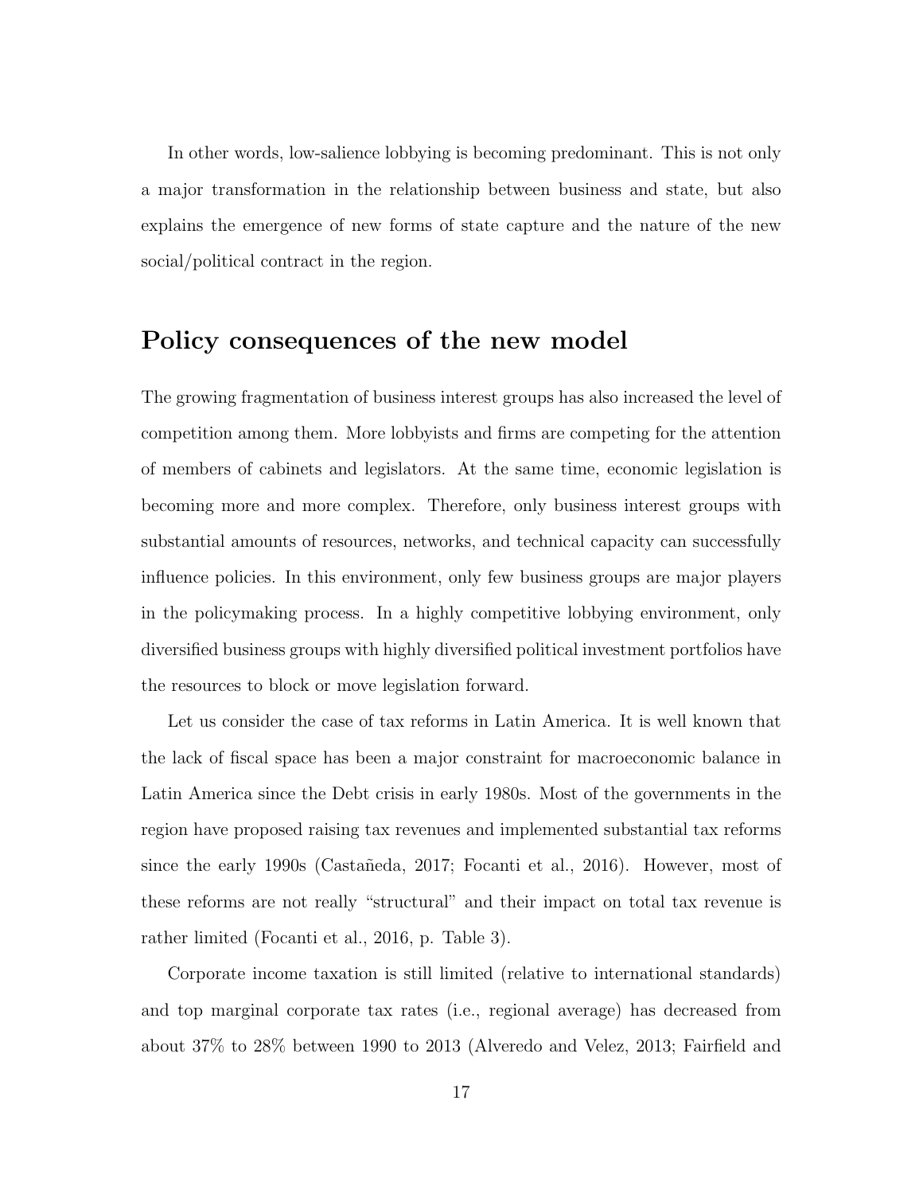In other words, low-salience lobbying is becoming predominant. This is not only a major transformation in the relationship between business and state, but also explains the emergence of new forms of state capture and the nature of the new social/political contract in the region.

## Policy consequences of the new model

The growing fragmentation of business interest groups has also increased the level of competition among them. More lobbyists and firms are competing for the attention of members of cabinets and legislators. At the same time, economic legislation is becoming more and more complex. Therefore, only business interest groups with substantial amounts of resources, networks, and technical capacity can successfully influence policies. In this environment, only few business groups are major players in the policymaking process. In a highly competitive lobbying environment, only diversified business groups with highly diversified political investment portfolios have the resources to block or move legislation forward.

Let us consider the case of tax reforms in Latin America. It is well known that the lack of fiscal space has been a major constraint for macroeconomic balance in Latin America since the Debt crisis in early 1980s. Most of the governments in the region have proposed raising tax revenues and implemented substantial tax reforms since the early 1990s (Castañeda, 2017; Focanti et al., 2016). However, most of these reforms are not really "structural" and their impact on total tax revenue is rather limited (Focanti et al., 2016, p. Table 3).

Corporate income taxation is still limited (relative to international standards) and top marginal corporate tax rates (i.e., regional average) has decreased from about 37% to 28% between 1990 to 2013 (Alveredo and Velez, 2013; Fairfield and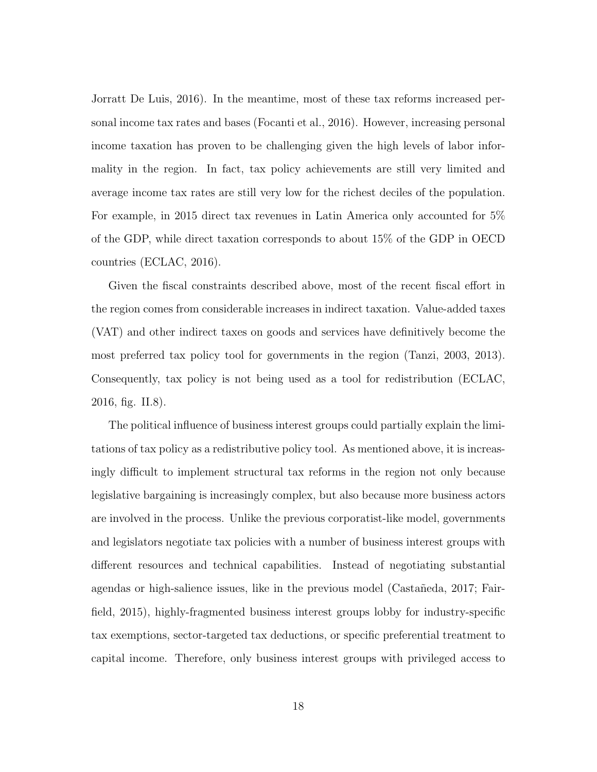Jorratt De Luis, 2016). In the meantime, most of these tax reforms increased personal income tax rates and bases (Focanti et al., 2016). However, increasing personal income taxation has proven to be challenging given the high levels of labor informality in the region. In fact, tax policy achievements are still very limited and average income tax rates are still very low for the richest deciles of the population. For example, in 2015 direct tax revenues in Latin America only accounted for 5% of the GDP, while direct taxation corresponds to about 15% of the GDP in OECD countries (ECLAC, 2016).

Given the fiscal constraints described above, most of the recent fiscal effort in the region comes from considerable increases in indirect taxation. Value-added taxes (VAT) and other indirect taxes on goods and services have definitively become the most preferred tax policy tool for governments in the region (Tanzi, 2003, 2013). Consequently, tax policy is not being used as a tool for redistribution (ECLAC, 2016, fig. II.8).

The political influence of business interest groups could partially explain the limitations of tax policy as a redistributive policy tool. As mentioned above, it is increasingly difficult to implement structural tax reforms in the region not only because legislative bargaining is increasingly complex, but also because more business actors are involved in the process. Unlike the previous corporatist-like model, governments and legislators negotiate tax policies with a number of business interest groups with different resources and technical capabilities. Instead of negotiating substantial agendas or high-salience issues, like in the previous model (Castañeda, 2017; Fairfield, 2015), highly-fragmented business interest groups lobby for industry-specific tax exemptions, sector-targeted tax deductions, or specific preferential treatment to capital income. Therefore, only business interest groups with privileged access to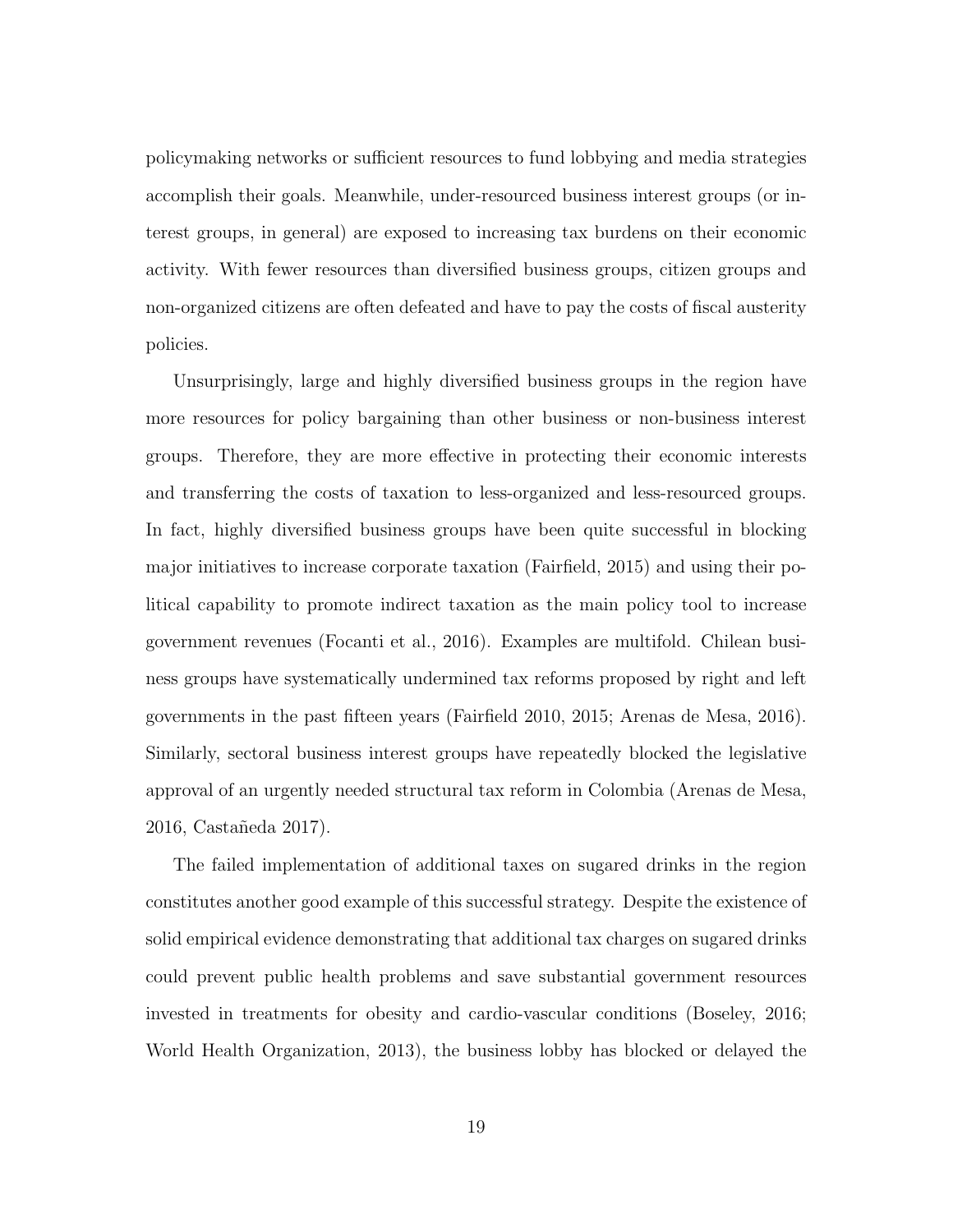policymaking networks or sufficient resources to fund lobbying and media strategies accomplish their goals. Meanwhile, under-resourced business interest groups (or interest groups, in general) are exposed to increasing tax burdens on their economic activity. With fewer resources than diversified business groups, citizen groups and non-organized citizens are often defeated and have to pay the costs of fiscal austerity policies.

Unsurprisingly, large and highly diversified business groups in the region have more resources for policy bargaining than other business or non-business interest groups. Therefore, they are more effective in protecting their economic interests and transferring the costs of taxation to less-organized and less-resourced groups. In fact, highly diversified business groups have been quite successful in blocking major initiatives to increase corporate taxation (Fairfield, 2015) and using their political capability to promote indirect taxation as the main policy tool to increase government revenues (Focanti et al., 2016). Examples are multifold. Chilean business groups have systematically undermined tax reforms proposed by right and left governments in the past fifteen years (Fairfield 2010, 2015; Arenas de Mesa, 2016). Similarly, sectoral business interest groups have repeatedly blocked the legislative approval of an urgently needed structural tax reform in Colombia (Arenas de Mesa, 2016, Castañeda 2017).

The failed implementation of additional taxes on sugared drinks in the region constitutes another good example of this successful strategy. Despite the existence of solid empirical evidence demonstrating that additional tax charges on sugared drinks could prevent public health problems and save substantial government resources invested in treatments for obesity and cardio-vascular conditions (Boseley, 2016; World Health Organization, 2013), the business lobby has blocked or delayed the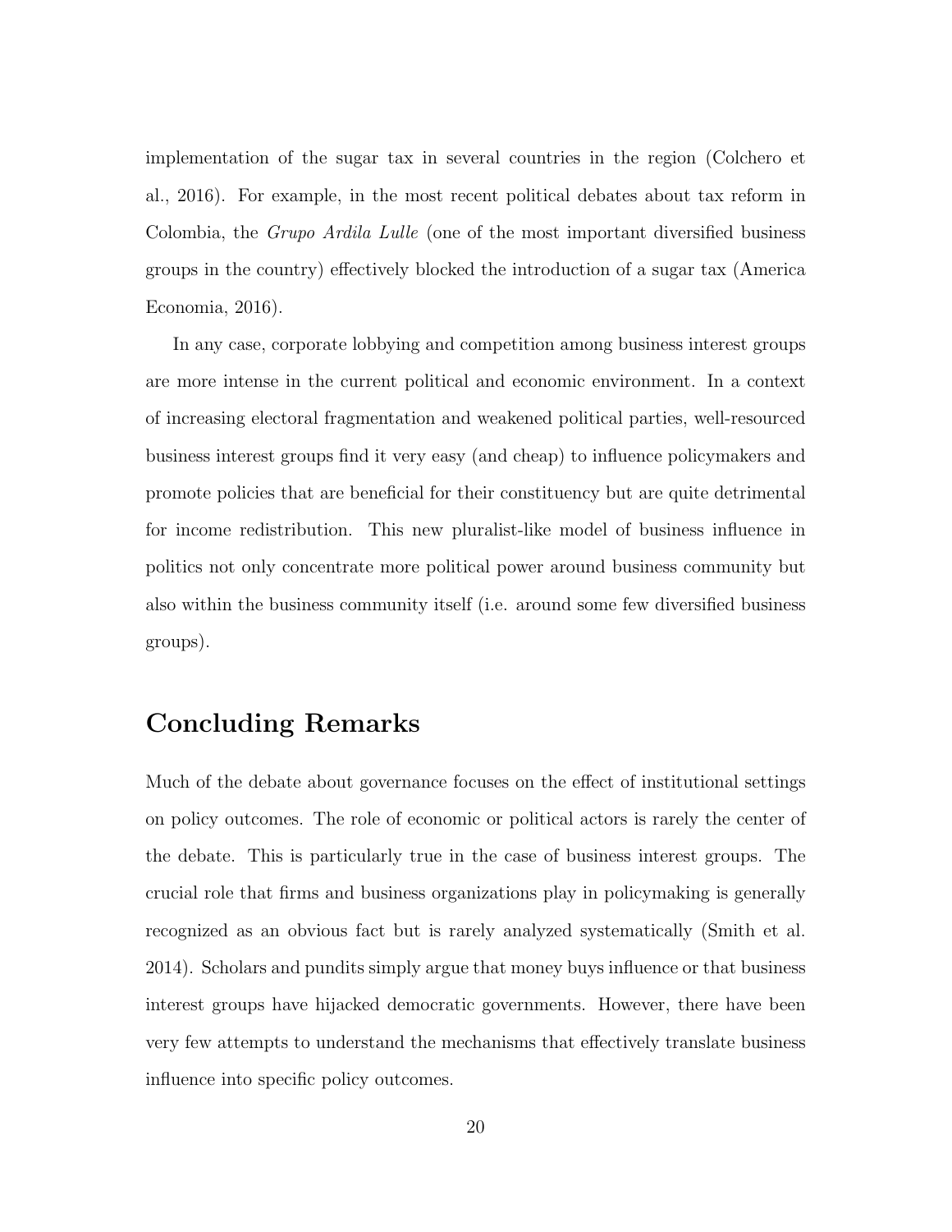implementation of the sugar tax in several countries in the region (Colchero et al., 2016). For example, in the most recent political debates about tax reform in Colombia, the *Grupo Ardila Lulle* (one of the most important diversified business groups in the country) effectively blocked the introduction of a sugar tax (America Economia, 2016).

In any case, corporate lobbying and competition among business interest groups are more intense in the current political and economic environment. In a context of increasing electoral fragmentation and weakened political parties, well-resourced business interest groups find it very easy (and cheap) to influence policymakers and promote policies that are beneficial for their constituency but are quite detrimental for income redistribution. This new pluralist-like model of business influence in politics not only concentrate more political power around business community but also within the business community itself (i.e. around some few diversified business groups).

## Concluding Remarks

Much of the debate about governance focuses on the effect of institutional settings on policy outcomes. The role of economic or political actors is rarely the center of the debate. This is particularly true in the case of business interest groups. The crucial role that firms and business organizations play in policymaking is generally recognized as an obvious fact but is rarely analyzed systematically (Smith et al. 2014). Scholars and pundits simply argue that money buys influence or that business interest groups have hijacked democratic governments. However, there have been very few attempts to understand the mechanisms that effectively translate business influence into specific policy outcomes.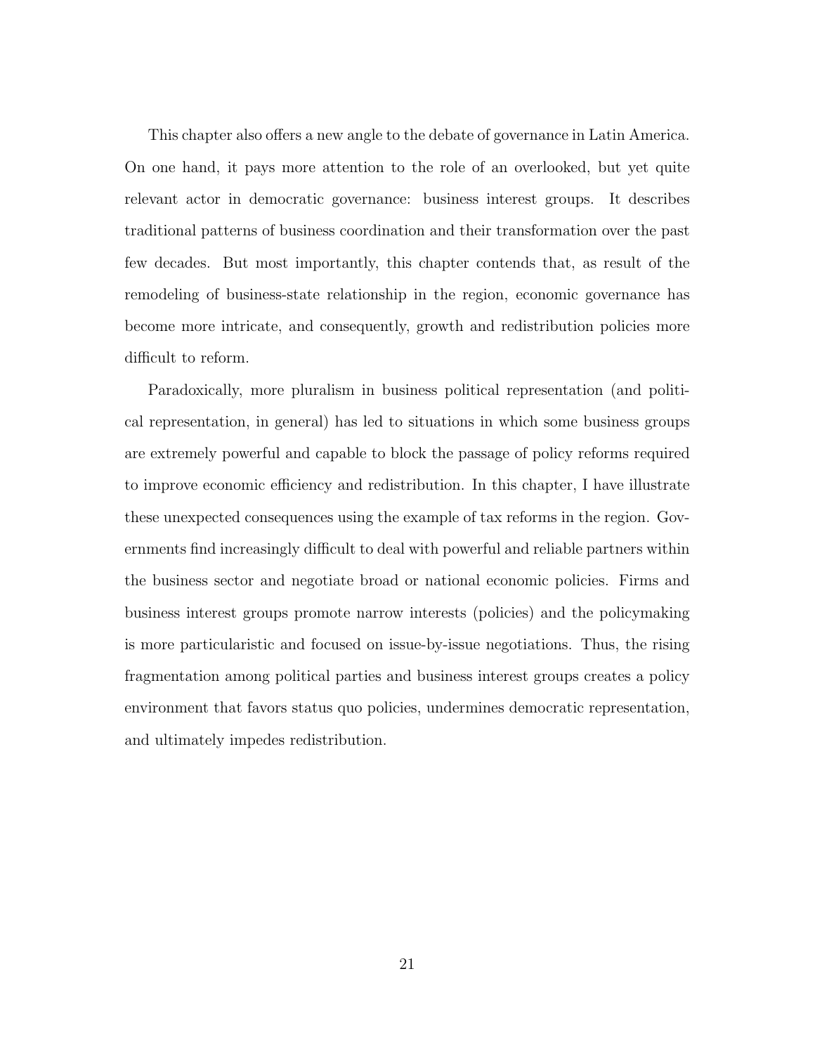This chapter also offers a new angle to the debate of governance in Latin America. On one hand, it pays more attention to the role of an overlooked, but yet quite relevant actor in democratic governance: business interest groups. It describes traditional patterns of business coordination and their transformation over the past few decades. But most importantly, this chapter contends that, as result of the remodeling of business-state relationship in the region, economic governance has become more intricate, and consequently, growth and redistribution policies more difficult to reform.

Paradoxically, more pluralism in business political representation (and political representation, in general) has led to situations in which some business groups are extremely powerful and capable to block the passage of policy reforms required to improve economic efficiency and redistribution. In this chapter, I have illustrate these unexpected consequences using the example of tax reforms in the region. Governments find increasingly difficult to deal with powerful and reliable partners within the business sector and negotiate broad or national economic policies. Firms and business interest groups promote narrow interests (policies) and the policymaking is more particularistic and focused on issue-by-issue negotiations. Thus, the rising fragmentation among political parties and business interest groups creates a policy environment that favors status quo policies, undermines democratic representation, and ultimately impedes redistribution.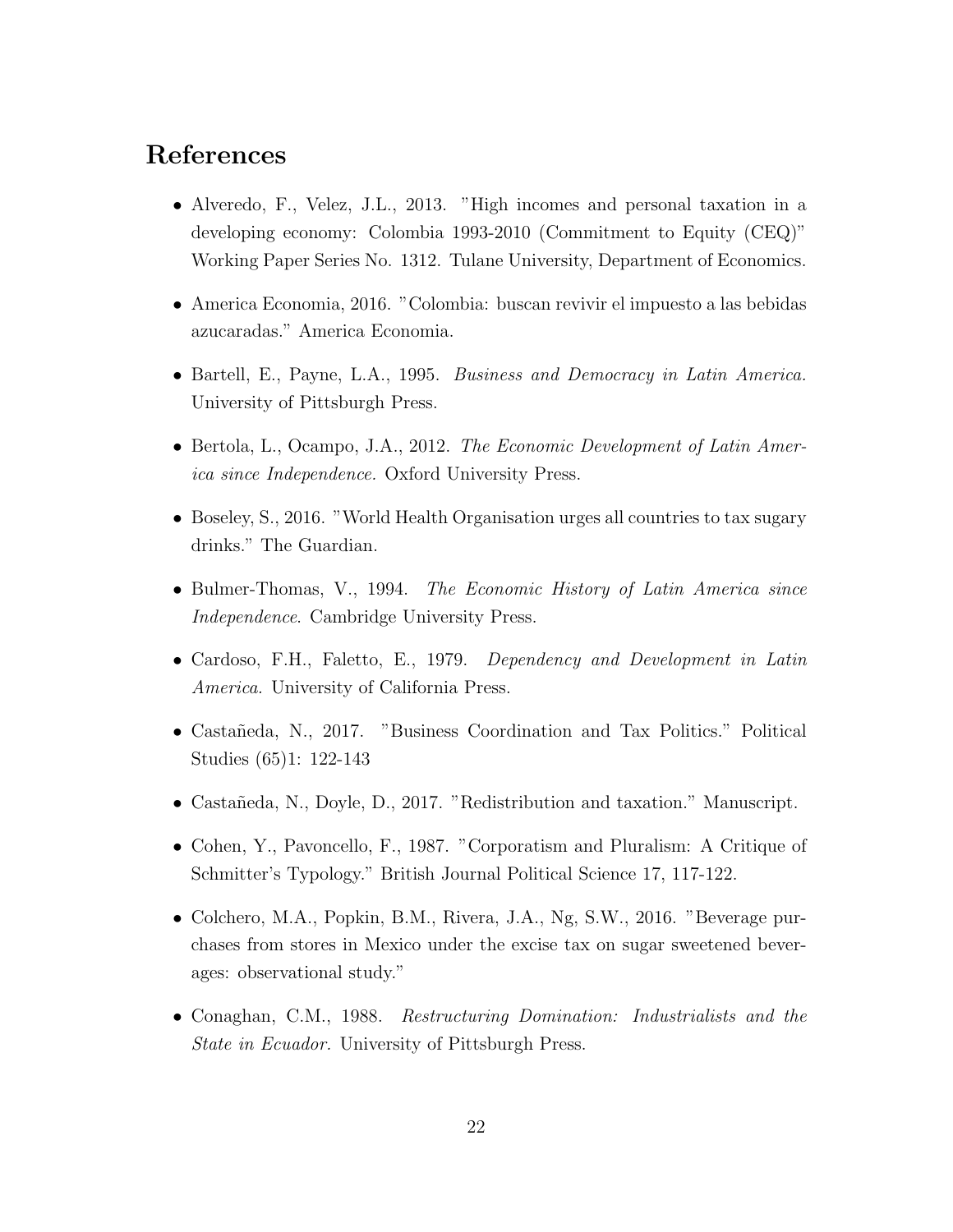# References

- Alveredo, F., Velez, J.L., 2013. "High incomes and personal taxation in a developing economy: Colombia 1993-2010 (Commitment to Equity (CEQ)" Working Paper Series No. 1312. Tulane University, Department of Economics.

- America Economia, 2016. "Colombia: buscan revivir el impuesto a las bebidas azucaradas." America Economia.

- Bartell, E., Payne, L.A., 1995. *Business and Democracy in Latin America.* University of Pittsburgh Press.

- Bertola, L., Ocampo, J.A., 2012. *The Economic Development of Latin America since Independence.* Oxford University Press.

- Boseley, S., 2016. "World Health Organisation urges all countries to tax sugary drinks." The Guardian.

- Bulmer-Thomas, V., 1994. *The Economic History of Latin America since Independence*. Cambridge University Press.

- Cardoso, F.H., Faletto, E., 1979. *Dependency and Development in Latin America.* University of California Press.

- Castañeda, N., 2017. "Business Coordination and Tax Politics." Political Studies (65)1: 122-143

- Castañeda, N., Doyle, D., 2017. "Redistribution and taxation." Manuscript.

- Cohen, Y., Pavoncello, F., 1987. "Corporatism and Pluralism: A Critique of Schmitter's Typology." British Journal Political Science 17, 117-122.

- Colchero, M.A., Popkin, B.M., Rivera, J.A., Ng, S.W., 2016. "Beverage purchases from stores in Mexico under the excise tax on sugar sweetened beverages: observational study."

- Conaghan, C.M., 1988. *Restructuring Domination: Industrialists and the State in Ecuador.* University of Pittsburgh Press.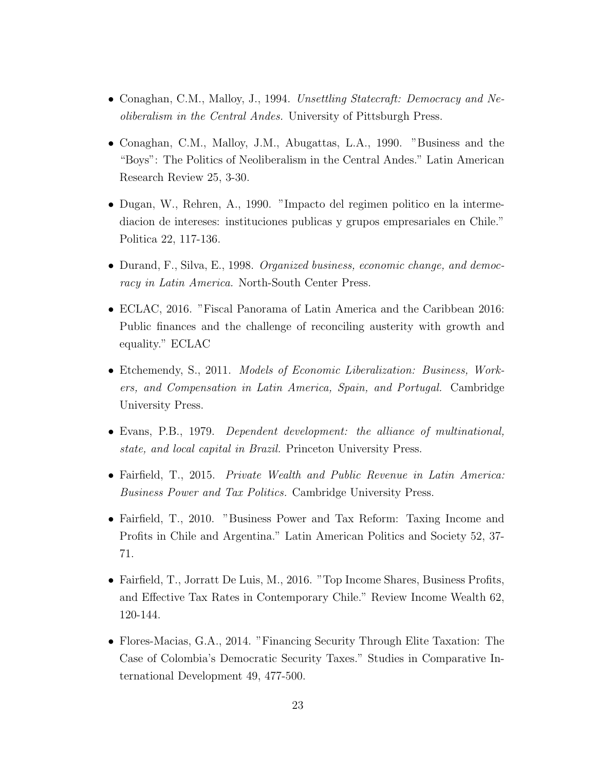- Conaghan, C.M., Malloy, J., 1994. *Unsettling Statecraft: Democracy and Neoliberalism in the Central Andes.* University of Pittsburgh Press.

- Conaghan, C.M., Malloy, J.M., Abugattas, L.A., 1990. "Business and the "Boys": The Politics of Neoliberalism in the Central Andes." Latin American Research Review 25, 3-30.

- Dugan, W., Rehren, A., 1990. "Impacto del regimen politico en la intermediacion de intereses: instituciones publicas y grupos empresariales en Chile." Politica 22, 117-136.

- Durand, F., Silva, E., 1998. *Organized business, economic change, and democracy in Latin America.* North-South Center Press.

- ECLAC, 2016. "Fiscal Panorama of Latin America and the Caribbean 2016: Public finances and the challenge of reconciling austerity with growth and equality." ECLAC

- Etchemendy, S., 2011. *Models of Economic Liberalization: Business, Workers, and Compensation in Latin America, Spain, and Portugal.* Cambridge University Press.

- Evans, P.B., 1979. *Dependent development: the alliance of multinational, state, and local capital in Brazil.* Princeton University Press.

- Fairfield, T., 2015. *Private Wealth and Public Revenue in Latin America: Business Power and Tax Politics.* Cambridge University Press.

- Fairfield, T., 2010. "Business Power and Tax Reform: Taxing Income and Profits in Chile and Argentina." Latin American Politics and Society 52, 37-71.

- Fairfield, T., Jorratt De Luis, M., 2016. "Top Income Shares, Business Profits, and Effective Tax Rates in Contemporary Chile." Review Income Wealth 62, 120-144.

- Flores-Macias, G.A., 2014. "Financing Security Through Elite Taxation: The Case of Colombia's Democratic Security Taxes." Studies in Comparative International Development 49, 477-500.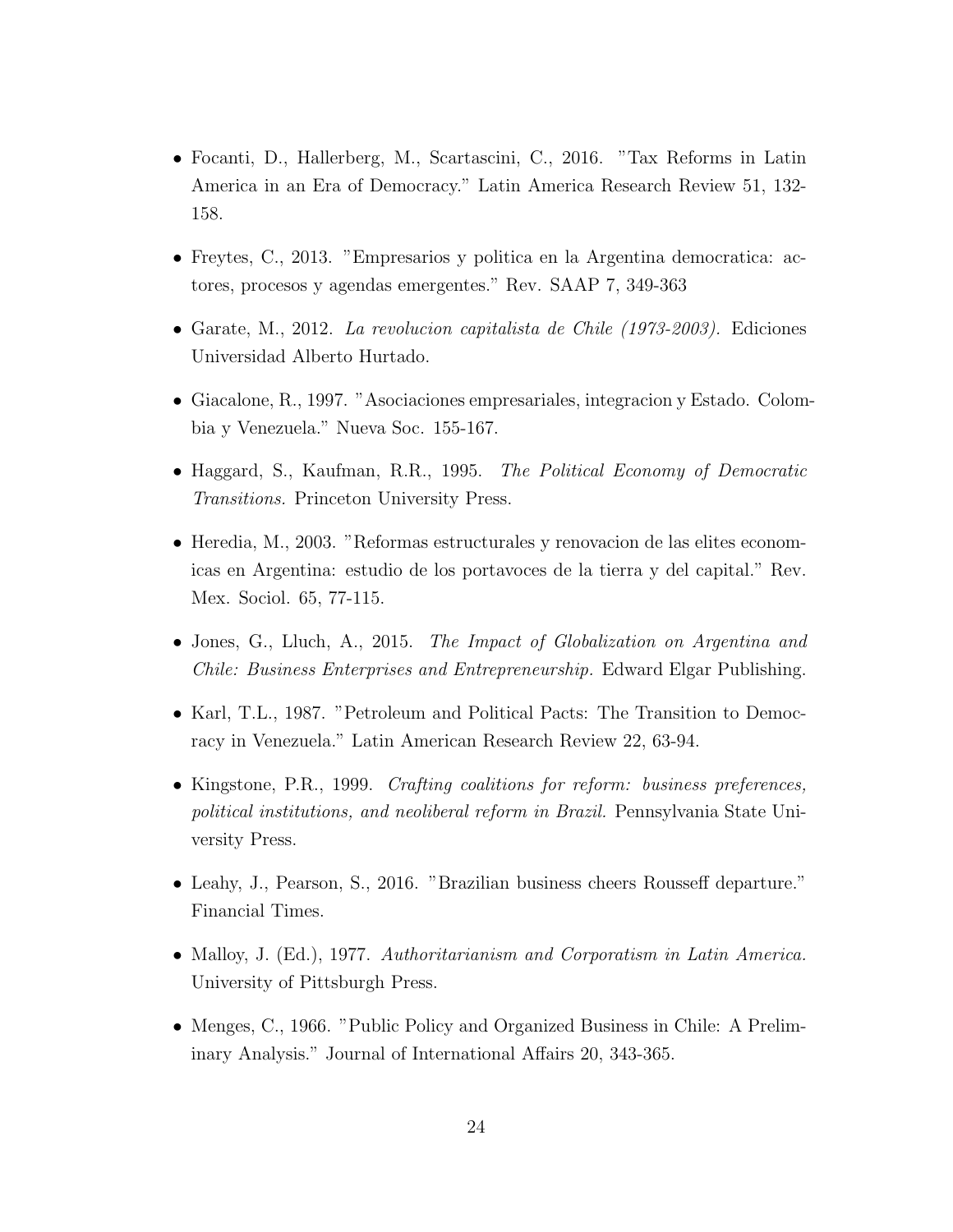- Focanti, D., Hallerberg, M., Scartascini, C., 2016. "Tax Reforms in Latin America in an Era of Democracy." Latin America Research Review 51, 132-158.
- Freytes, C., 2013. "Empresarios y politica en la Argentina democratica: actores, procesos y agendas emergentes." Rev. SAAP 7, 349-363
- Garate, M., 2012. *La revolucion capitalista de Chile (1973-2003).* Ediciones Universidad Alberto Hurtado.
- Giacalone, R., 1997. "Asociaciones empresariales, integracion y Estado. Colombia y Venezuela." Nueva Soc. 155-167.
- Haggard, S., Kaufman, R.R., 1995. *The Political Economy of Democratic Transitions.* Princeton University Press.
- Heredia, M., 2003. "Reformas estructurales y renovacion de las elites economicas en Argentina: estudio de los portavoces de la tierra y del capital." Rev. Mex. Sociol. 65, 77-115.
- Jones, G., Lluch, A., 2015. *The Impact of Globalization on Argentina and Chile: Business Enterprises and Entrepreneurship.* Edward Elgar Publishing.
- Karl, T.L., 1987. "Petroleum and Political Pacts: The Transition to Democracy in Venezuela." Latin American Research Review 22, 63-94.
- Kingstone, P.R., 1999. *Crafting coalitions for reform: business preferences, political institutions, and neoliberal reform in Brazil.* Pennsylvania State University Press.
- Leahy, J., Pearson, S., 2016. "Brazilian business cheers Rousseff departure." Financial Times.
- Malloy, J. (Ed.), 1977. *Authoritarianism and Corporatism in Latin America.* University of Pittsburgh Press.
- Menges, C., 1966. "Public Policy and Organized Business in Chile: A Preliminary Analysis." Journal of International Affairs 20, 343-365.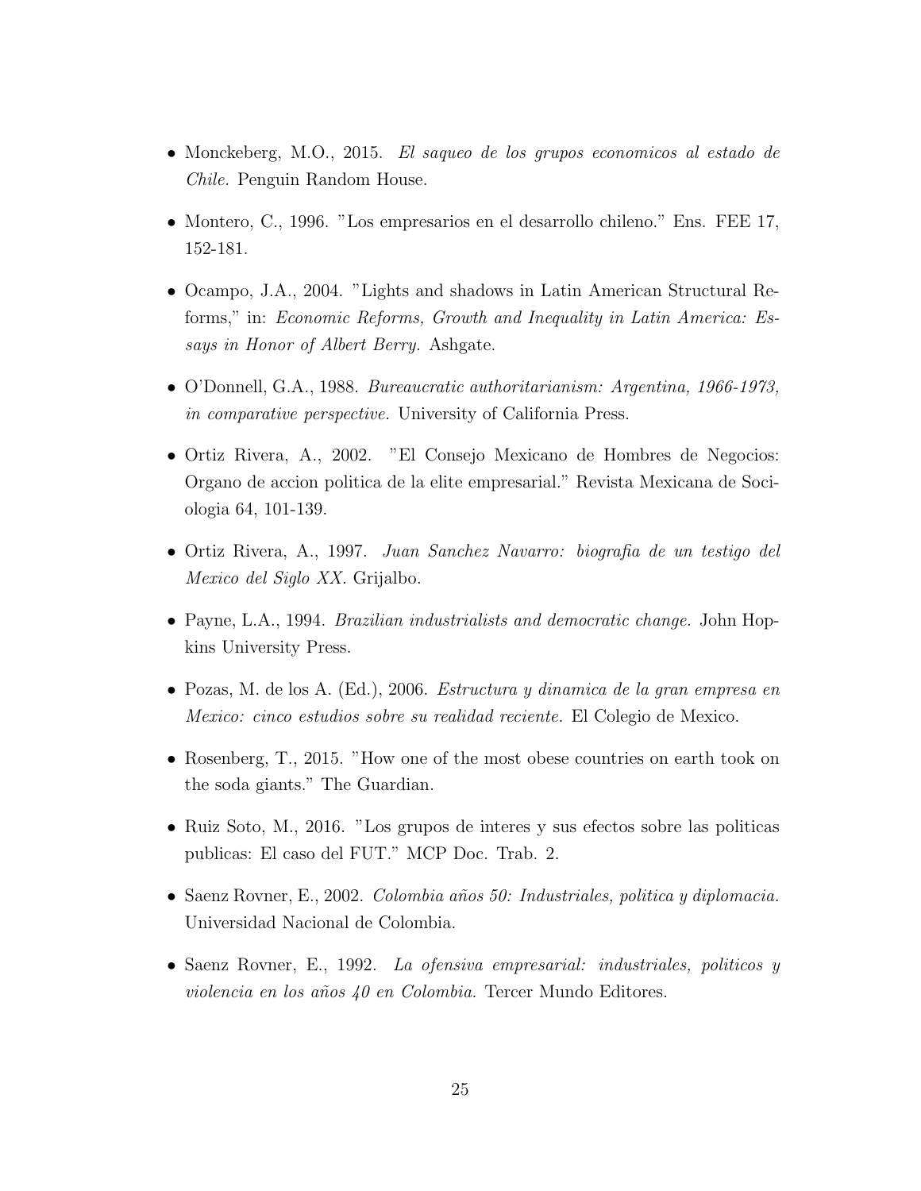- Monckeberg, M.O., 2015. *El saqueo de los grupos economicos al estado de Chile.* Penguin Random House.

- Montero, C., 1996. "Los empresarios en el desarrollo chileno." Ens. FEE 17, 152-181.

- Ocampo, J.A., 2004. "Lights and shadows in Latin American Structural Reforms," in: *Economic Reforms, Growth and Inequality in Latin America: Essays in Honor of Albert Berry.* Ashgate.

- O'Donnell, G.A., 1988. *Bureaucratic authoritarianism: Argentina, 1966-1973, in comparative perspective.* University of California Press.

- Ortiz Rivera, A., 2002. "El Consejo Mexicano de Hombres de Negocios: Organo de accion politica de la elite empresarial." Revista Mexicana de Sociologia 64, 101-139.

- Ortiz Rivera, A., 1997. *Juan Sanchez Navarro: biografia de un testigo del Mexico del Siglo XX.* Grijalbo.

- Payne, L.A., 1994. *Brazilian industrialists and democratic change.* John Hopkins University Press.

- Pozas, M. de los A. (Ed.), 2006. *Estructura y dinamica de la gran empresa en Mexico: cinco estudios sobre su realidad reciente.* El Colegio de Mexico.

- Rosenberg, T., 2015. "How one of the most obese countries on earth took on the soda giants." The Guardian.

- Ruiz Soto, M., 2016. "Los grupos de interes y sus efectos sobre las politicas publicas: El caso del FUT." MCP Doc. Trab. 2.

- Saenz Rovner, E., 2002. *Colombia años 50: Industriales, politica y diplomacia.* Universidad Nacional de Colombia.

- Saenz Rovner, E., 1992. *La ofensiva empresarial: industriales, politicos y violencia en los años 40 en Colombia.* Tercer Mundo Editores.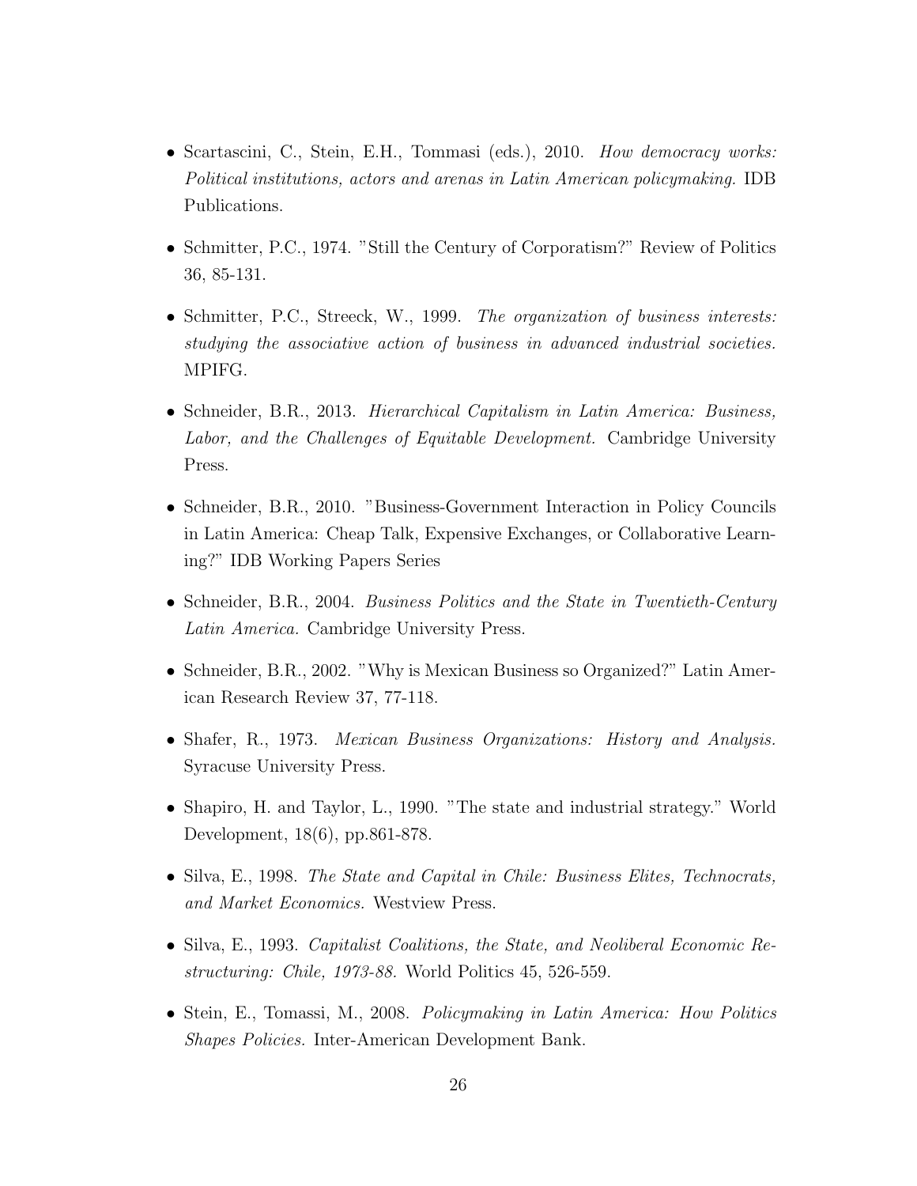- Scartascini, C., Stein, E.H., Tommasi (eds.), 2010. *How democracy works: Political institutions, actors and arenas in Latin American policymaking.* IDB Publications.

- Schmitter, P.C., 1974. "Still the Century of Corporatism?" Review of Politics 36, 85-131.

- Schmitter, P.C., Streeck, W., 1999. *The organization of business interests: studying the associative action of business in advanced industrial societies.* MPIFG.

- Schneider, B.R., 2013. *Hierarchical Capitalism in Latin America: Business, Labor, and the Challenges of Equitable Development.* Cambridge University Press.

- Schneider, B.R., 2010. "Business-Government Interaction in Policy Councils in Latin America: Cheap Talk, Expensive Exchanges, or Collaborative Learning?" IDB Working Papers Series

- Schneider, B.R., 2004. *Business Politics and the State in Twentieth-Century Latin America.* Cambridge University Press.

- Schneider, B.R., 2002. "Why is Mexican Business so Organized?" Latin American Research Review 37, 77-118.

- Shafer, R., 1973. *Mexican Business Organizations: History and Analysis.* Syracuse University Press.

- Shapiro, H. and Taylor, L., 1990. "The state and industrial strategy." World Development, 18(6), pp.861-878.

- Silva, E., 1998. *The State and Capital in Chile: Business Elites, Technocrats, and Market Economics.* Westview Press.

- Silva, E., 1993. *Capitalist Coalitions, the State, and Neoliberal Economic Restructuring: Chile, 1973-88.* World Politics 45, 526-559.

- Stein, E., Tomassi, M., 2008. *Policymaking in Latin America: How Politics Shapes Policies.* Inter-American Development Bank.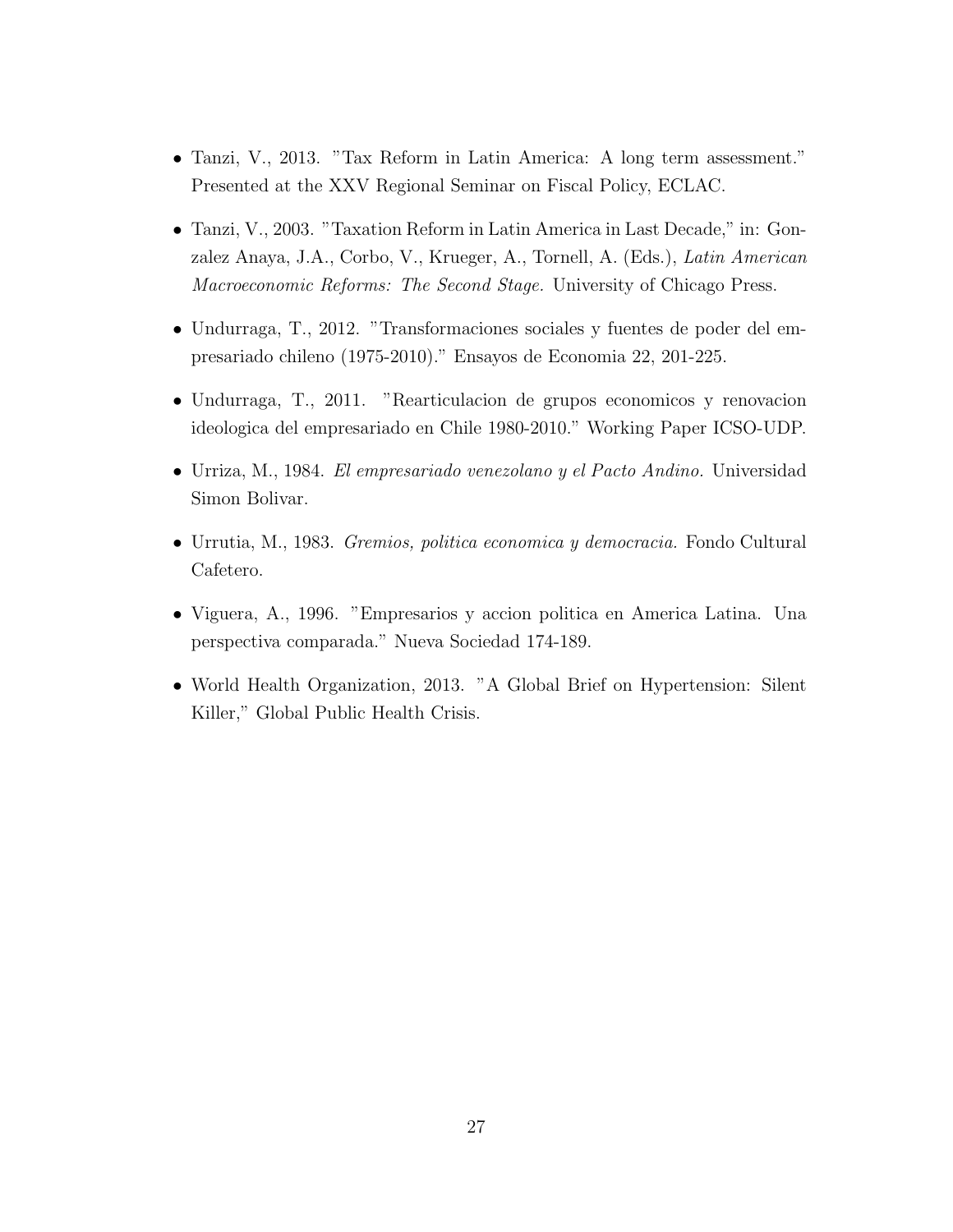- Tanzi, V., 2013. "Tax Reform in Latin America: A long term assessment." Presented at the XXV Regional Seminar on Fiscal Policy, ECLAC.
- Tanzi, V., 2003. "Taxation Reform in Latin America in Last Decade," in: Gonzalez Anaya, J.A., Corbo, V., Krueger, A., Tornell, A. (Eds.), *Latin American Macroeconomic Reforms: The Second Stage.* University of Chicago Press.
- Undurraga, T., 2012. "Transformaciones sociales y fuentes de poder del empresariado chileno (1975-2010)." Ensayos de Economia 22, 201-225.
- Undurraga, T., 2011. "Rearticulacion de grupos economicos y renovacion ideologica del empresariado en Chile 1980-2010." Working Paper ICSO-UDP.
- Urriza, M., 1984. *El empresariado venezolano y el Pacto Andino.* Universidad Simon Bolivar.
- Urrutia, M., 1983. *Gremios, politica economica y democracia.* Fondo Cultural Cafetero.
- Viguera, A., 1996. "Empresarios y accion politica en America Latina. Una perspectiva comparada." Nueva Sociedad 174-189.
- World Health Organization, 2013. "A Global Brief on Hypertension: Silent Killer," Global Public Health Crisis.